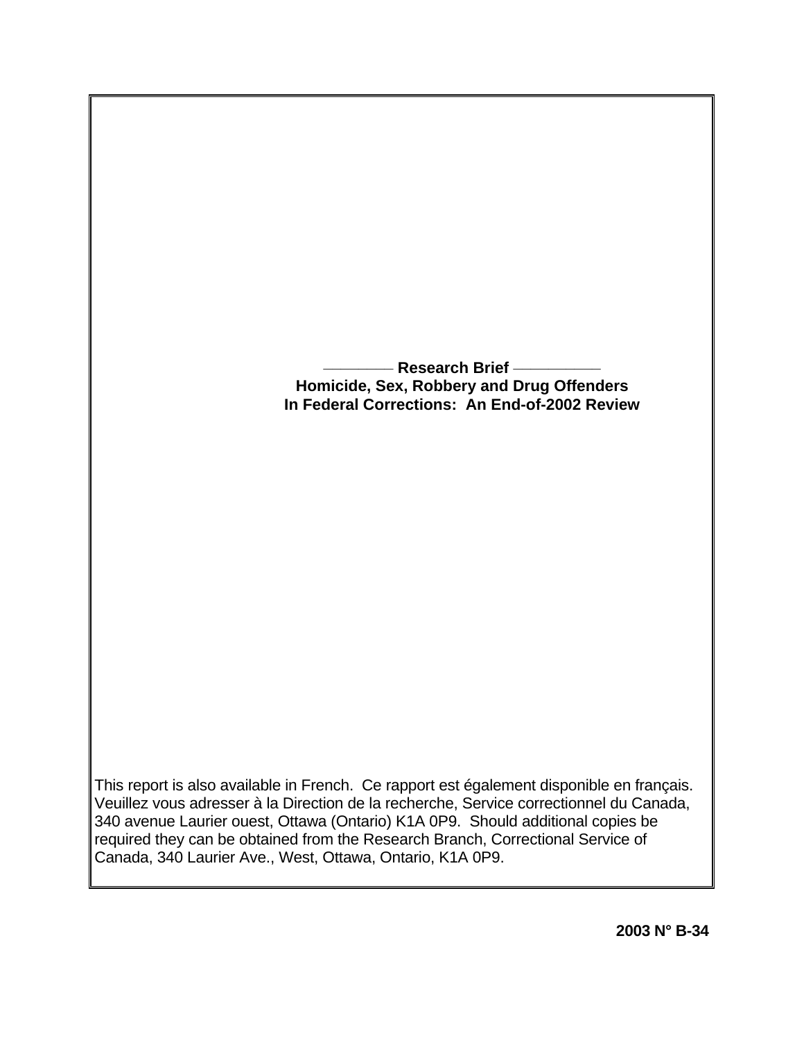**Research Brief**

# Homicide, Sex, Robbery and Drug Offenders In Federal Corrections: An End-of-2002 Review

This report is also available in French. Ce rapport est également disponible en français. Veuillez vous adresser à la Direction de la recherche, Service correctionnel du Canada, 340 avenue Laurier ouest, Ottawa (Ontario) K1A 0P9. Should additional copies be required they can be obtained from the Research Branch, Correctional Service of Canada, 340 Laurier Ave., West, Ottawa, Ontario, K1A 0P9.

**2003 N° B-34**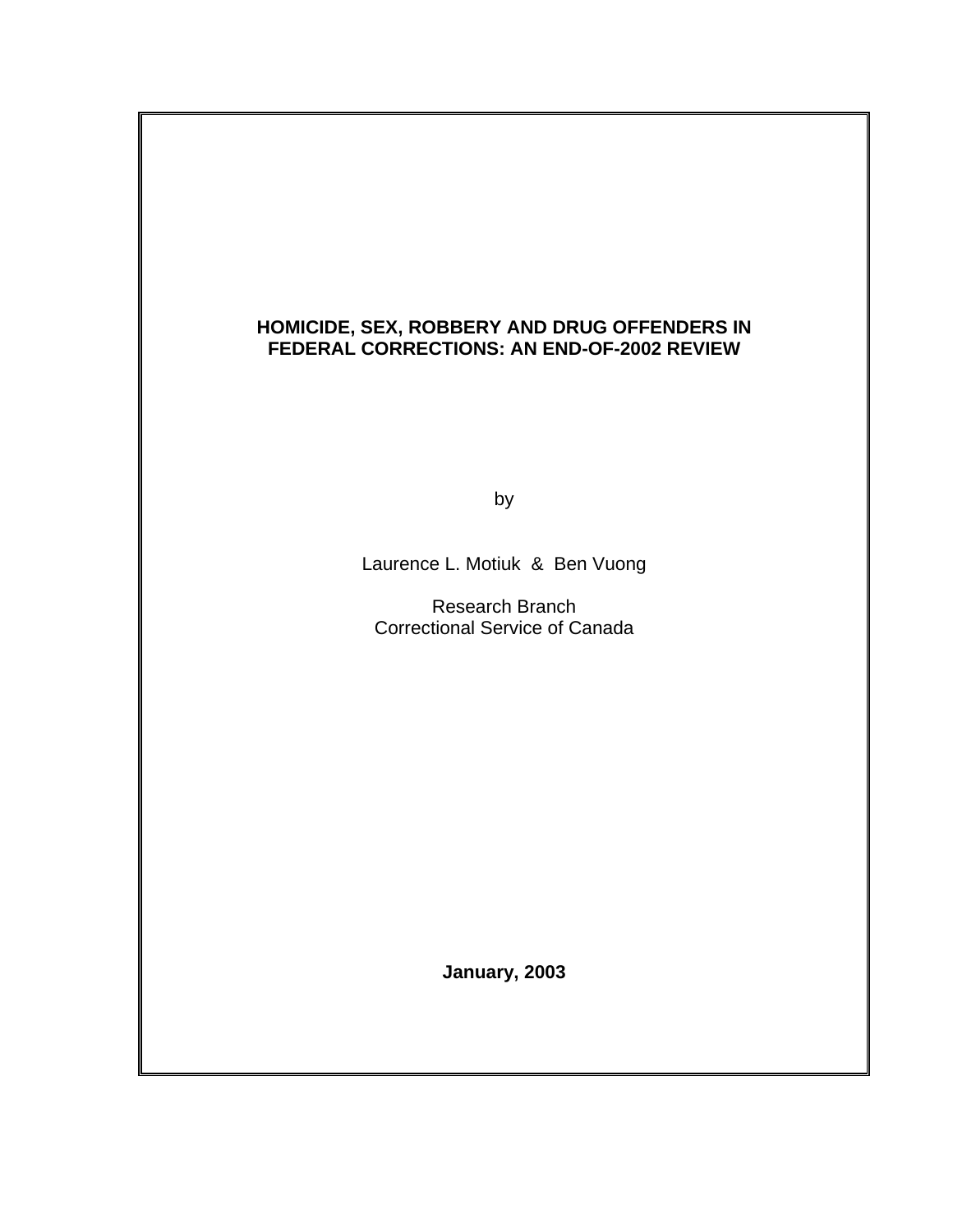# HOMICIDE, SEX, ROBBERY AND DRUG OFFENDERS IN FEDERAL CORRECTIONS: AN END-OF-2002 REVIEW

by

Laurence L. Motiuk & Ben Vuong

Research Branch
Correctional Service of Canada

**January, 2003**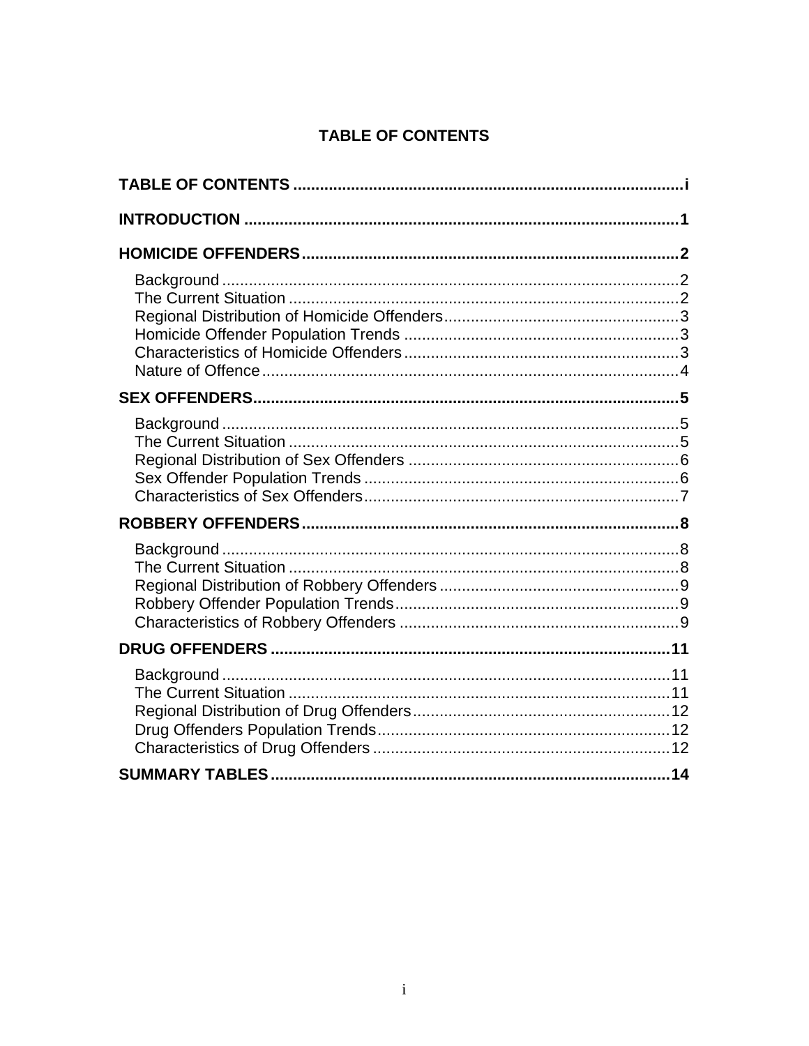# TABLE OF CONTENTS

**TABLE OF CONTENTS** ...................................................................................... i

**INTRODUCTION** .................................................................................................. 1

**HOMICIDE OFFENDERS** ...................................................................................... 2

- Background ........................................................................................................ 2
- The Current Situation ........................................................................................ 2
- Regional Distribution of Homicide Offenders ..................................................... 3
- Homicide Offender Population Trends .............................................................. 3
- Characteristics of Homicide Offenders .............................................................. 3
- Nature of Offence ............................................................................................... 4

**SEX OFFENDERS** ................................................................................................ 5

- Background ........................................................................................................ 5
- The Current Situation ........................................................................................ 5
- Regional Distribution of Sex Offenders ............................................................. 6
- Sex Offender Population Trends ....................................................................... 6
- Characteristics of Sex Offenders ....................................................................... 7

**ROBBERY OFFENDERS** ...................................................................................... 8

- Background ........................................................................................................ 8
- The Current Situation ........................................................................................ 8
- Regional Distribution of Robbery Offenders ...................................................... 9
- Robbery Offender Population Trends ................................................................ 9
- Characteristics of Robbery Offenders ............................................................... 9

**DRUG OFFENDERS** ........................................................................................... 11

- Background ...................................................................................................... 11
- The Current Situation ...................................................................................... 11
- Regional Distribution of Drug Offenders .......................................................... 12
- Drug Offenders Population Trends .................................................................. 12
- Characteristics of Drug Offenders ................................................................... 12

**SUMMARY TABLES** ........................................................................................... 14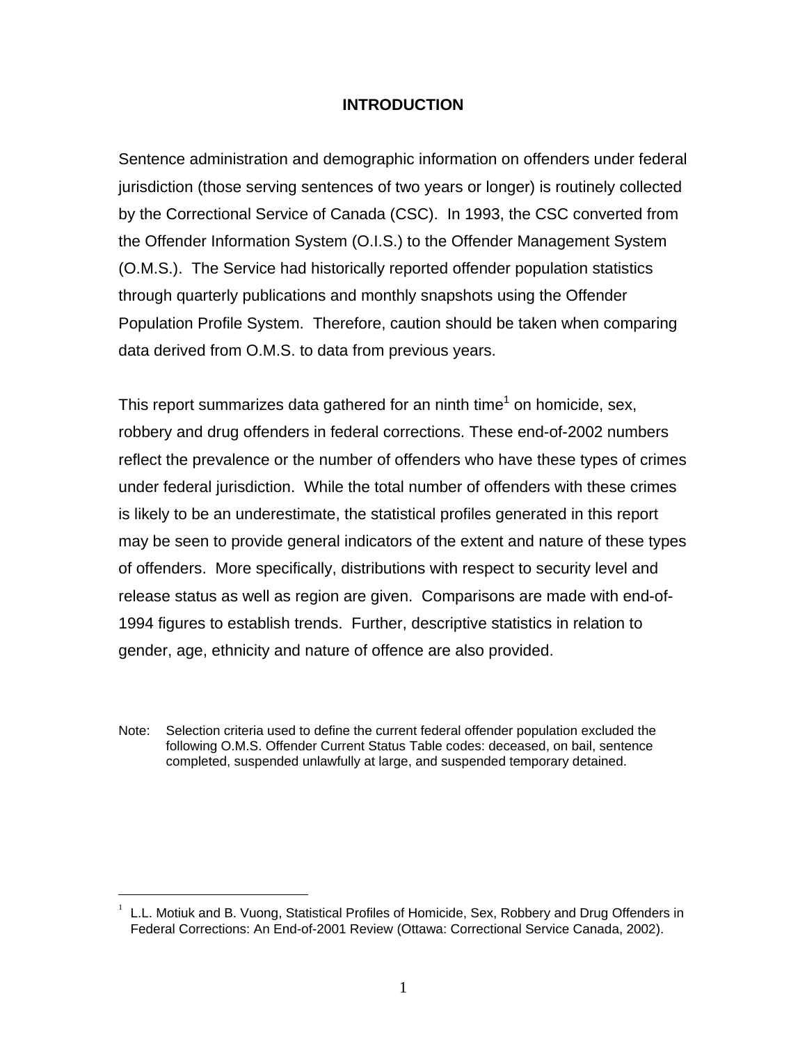# INTRODUCTION

Sentence administration and demographic information on offenders under federal jurisdiction (those serving sentences of two years or longer) is routinely collected by the Correctional Service of Canada (CSC). In 1993, the CSC converted from the Offender Information System (O.I.S.) to the Offender Management System (O.M.S.). The Service had historically reported offender population statistics through quarterly publications and monthly snapshots using the Offender Population Profile System. Therefore, caution should be taken when comparing data derived from O.M.S. to data from previous years.

This report summarizes data gathered for an ninth time[1] on homicide, sex, robbery and drug offenders in federal corrections. These end-of-2002 numbers reflect the prevalence or the number of offenders who have these types of crimes under federal jurisdiction. While the total number of offenders with these crimes is likely to be an underestimate, the statistical profiles generated in this report may be seen to provide general indicators of the extent and nature of these types of offenders. More specifically, distributions with respect to security level and release status as well as region are given. Comparisons are made with end-of-1994 figures to establish trends. Further, descriptive statistics in relation to gender, age, ethnicity and nature of offence are also provided.

Note: Selection criteria used to define the current federal offender population excluded the following O.M.S. Offender Current Status Table codes: deceased, on bail, sentence completed, suspended unlawfully at large, and suspended temporary detained.

---

[1] L.L. Motiuk and B. Vuong, Statistical Profiles of Homicide, Sex, Robbery and Drug Offenders in Federal Corrections: An End-of-2001 Review (Ottawa: Correctional Service Canada, 2002).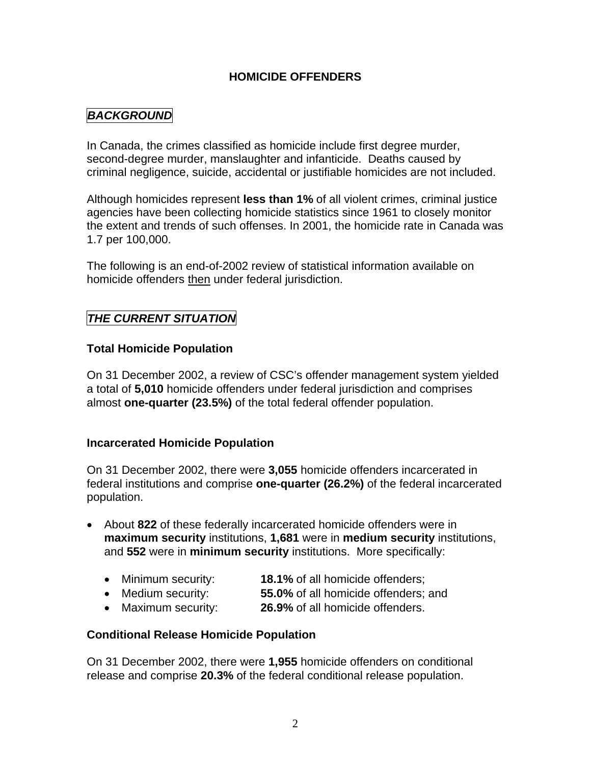# HOMICIDE OFFENDERS

## *BACKGROUND*

In Canada, the crimes classified as homicide include first degree murder, second-degree murder, manslaughter and infanticide. Deaths caused by criminal negligence, suicide, accidental or justifiable homicides are not included.

Although homicides represent **less than 1%** of all violent crimes, criminal justice agencies have been collecting homicide statistics since 1961 to closely monitor the extent and trends of such offenses. In 2001, the homicide rate in Canada was 1.7 per 100,000.

The following is an end-of-2002 review of statistical information available on homicide offenders then under federal jurisdiction.

## *THE CURRENT SITUATION*

### Total Homicide Population

On 31 December 2002, a review of CSC's offender management system yielded a total of **5,010** homicide offenders under federal jurisdiction and comprises almost **one-quarter (23.5%)** of the total federal offender population.

### Incarcerated Homicide Population

On 31 December 2002, there were **3,055** homicide offenders incarcerated in federal institutions and comprise **one-quarter (26.2%)** of the federal incarcerated population.

- About **822** of these federally incarcerated homicide offenders were in **maximum security** institutions, **1,681** were in **medium security** institutions, and **552** were in **minimum security** institutions. More specifically:
    - Minimum security: **18.1%** of all homicide offenders;
    - Medium security: **55.0%** of all homicide offenders; and
    - Maximum security: **26.9%** of all homicide offenders.

### Conditional Release Homicide Population

On 31 December 2002, there were **1,955** homicide offenders on conditional release and comprise **20.3%** of the federal conditional release population.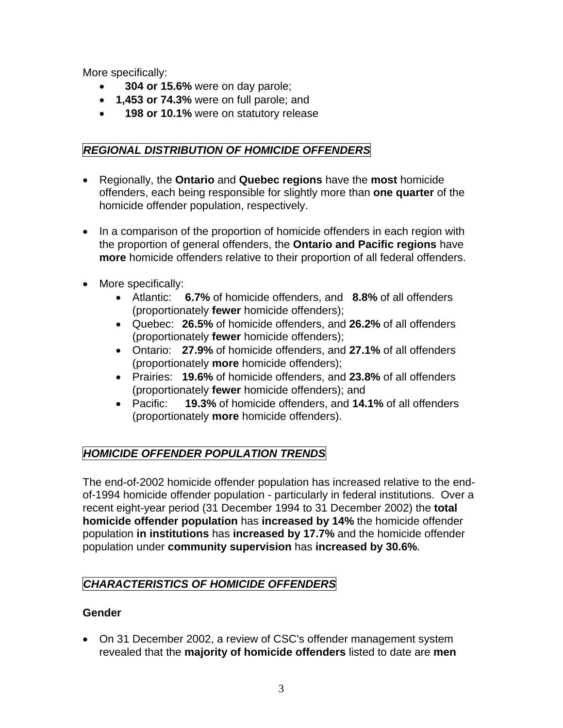More specifically:

- **304 or 15.6%** were on day parole;
- **1,453 or 74.3%** were on full parole; and
- **198 or 10.1%** were on statutory release

## *REGIONAL DISTRIBUTION OF HOMICIDE OFFENDERS*

- Regionally, the **Ontario** and **Quebec regions** have the **most** homicide offenders, each being responsible for slightly more than **one quarter** of the homicide offender population, respectively.

- In a comparison of the proportion of homicide offenders in each region with the proportion of general offenders, the **Ontario and Pacific regions** have **more** homicide offenders relative to their proportion of all federal offenders.

- More specifically:
  - Atlantic: **6.7%** of homicide offenders, and **8.8%** of all offenders (proportionately **fewer** homicide offenders);
  - Quebec: **26.5%** of homicide offenders, and **26.2%** of all offenders (proportionately **fewer** homicide offenders);
  - Ontario: **27.9%** of homicide offenders, and **27.1%** of all offenders (proportionately **more** homicide offenders);
  - Prairies: **19.6%** of homicide offenders, and **23.8%** of all offenders (proportionately **fewer** homicide offenders); and
  - Pacific: **19.3%** of homicide offenders, and **14.1%** of all offenders (proportionately **more** homicide offenders).

## *HOMICIDE OFFENDER POPULATION TRENDS*

The end-of-2002 homicide offender population has increased relative to the end-of-1994 homicide offender population - particularly in federal institutions. Over a recent eight-year period (31 December 1994 to 31 December 2002) the **total homicide offender population** has **increased by 14%** the homicide offender population **in institutions** has **increased by 17.7%** and the homicide offender population under **community supervision** has **increased by 30.6%**.

## *CHARACTERISTICS OF HOMICIDE OFFENDERS*

### Gender

- On 31 December 2002, a review of CSC's offender management system revealed that the **majority of homicide offenders** listed to date are **men**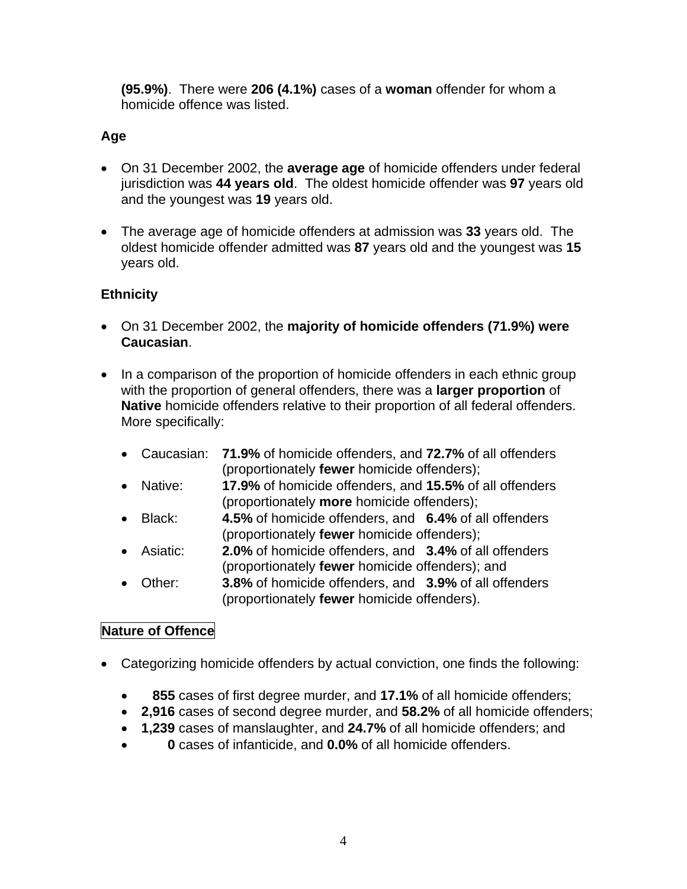**(95.9%)**. There were **206 (4.1%)** cases of a **woman** offender for whom a homicide offence was listed.

### Age

- On 31 December 2002, the **average age** of homicide offenders under federal jurisdiction was **44 years old**. The oldest homicide offender was **97** years old and the youngest was **19** years old.
- The average age of homicide offenders at admission was **33** years old. The oldest homicide offender admitted was **87** years old and the youngest was **15** years old.

### Ethnicity

- On 31 December 2002, the **majority of homicide offenders (71.9%) were Caucasian**.
- In a comparison of the proportion of homicide offenders in each ethnic group with the proportion of general offenders, there was a **larger proportion** of **Native** homicide offenders relative to their proportion of all federal offenders. More specifically:
  - Caucasian: **71.9%** of homicide offenders, and **72.7%** of all offenders (proportionately **fewer** homicide offenders);
  - Native: **17.9%** of homicide offenders, and **15.5%** of all offenders (proportionately **more** homicide offenders);
  - Black: **4.5%** of homicide offenders, and **6.4%** of all offenders (proportionately **fewer** homicide offenders);
  - Asiatic: **2.0%** of homicide offenders, and **3.4%** of all offenders (proportionately **fewer** homicide offenders); and
  - Other: **3.8%** of homicide offenders, and **3.9%** of all offenders (proportionately **fewer** homicide offenders).

### Nature of Offence

- Categorizing homicide offenders by actual conviction, one finds the following:
  - **855** cases of first degree murder, and **17.1%** of all homicide offenders;
  - **2,916** cases of second degree murder, and **58.2%** of all homicide offenders;
  - **1,239** cases of manslaughter, and **24.7%** of all homicide offenders; and
  - **0** cases of infanticide, and **0.0%** of all homicide offenders.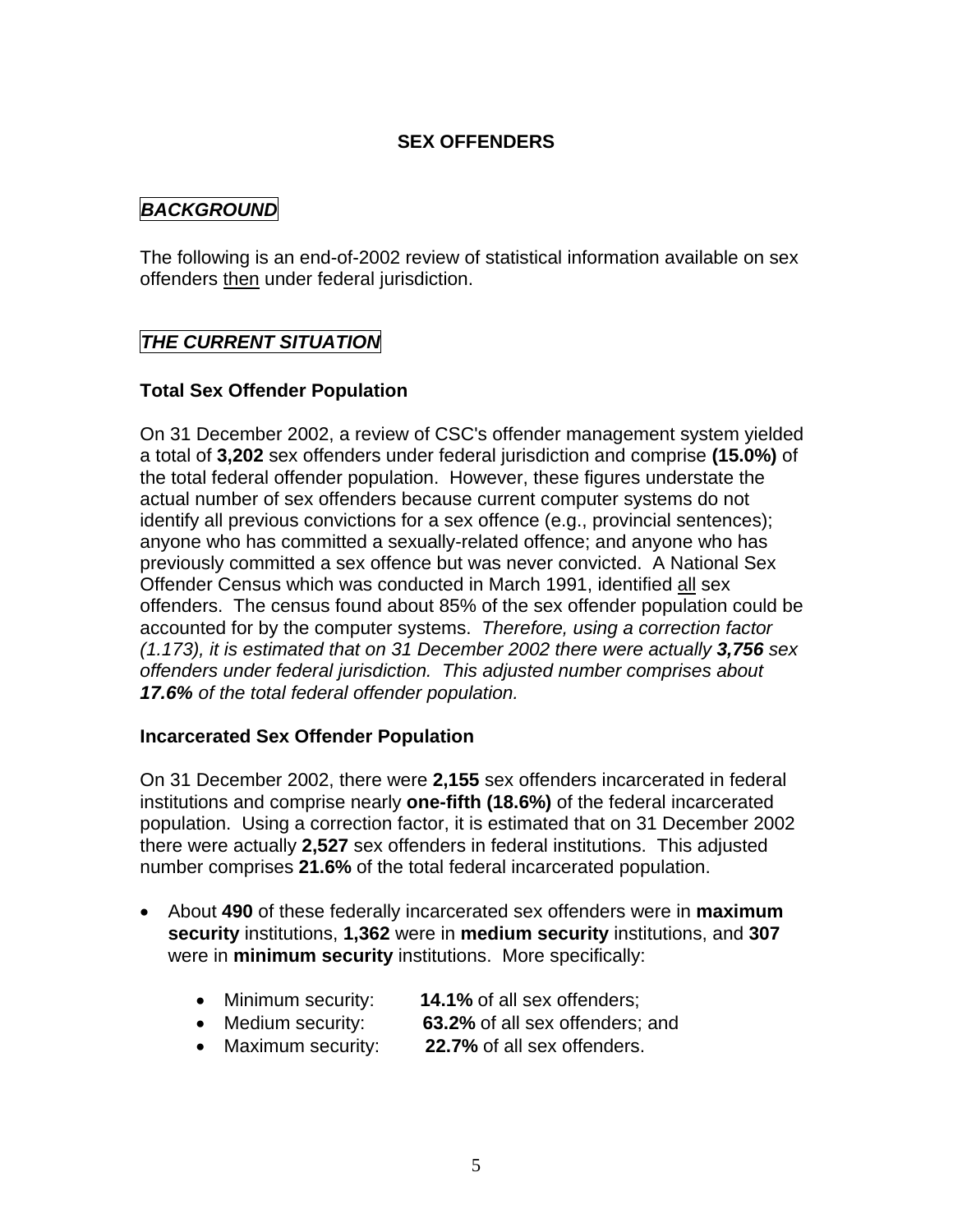# SEX OFFENDERS

## *BACKGROUND*

The following is an end-of-2002 review of statistical information available on sex offenders then under federal jurisdiction.

## *THE CURRENT SITUATION*

### Total Sex Offender Population

On 31 December 2002, a review of CSC's offender management system yielded a total of **3,202** sex offenders under federal jurisdiction and comprise **(15.0%)** of the total federal offender population. However, these figures understate the actual number of sex offenders because current computer systems do not identify all previous convictions for a sex offence (e.g., provincial sentences); anyone who has committed a sexually-related offence; and anyone who has previously committed a sex offence but was never convicted. A National Sex Offender Census which was conducted in March 1991, identified all sex offenders. The census found about 85% of the sex offender population could be accounted for by the computer systems. *Therefore, using a correction factor (1.173), it is estimated that on 31 December 2002 there were actually **3,756** sex offenders under federal jurisdiction. This adjusted number comprises about **17.6%** of the total federal offender population.*

### Incarcerated Sex Offender Population

On 31 December 2002, there were **2,155** sex offenders incarcerated in federal institutions and comprise nearly **one-fifth (18.6%)** of the federal incarcerated population. Using a correction factor, it is estimated that on 31 December 2002 there were actually **2,527** sex offenders in federal institutions. This adjusted number comprises **21.6%** of the total federal incarcerated population.

- About **490** of these federally incarcerated sex offenders were in **maximum security** institutions, **1,362** were in **medium security** institutions, and **307** were in **minimum security** institutions. More specifically:
    - Minimum security: **14.1%** of all sex offenders;
    - Medium security: **63.2%** of all sex offenders; and
    - Maximum security: **22.7%** of all sex offenders.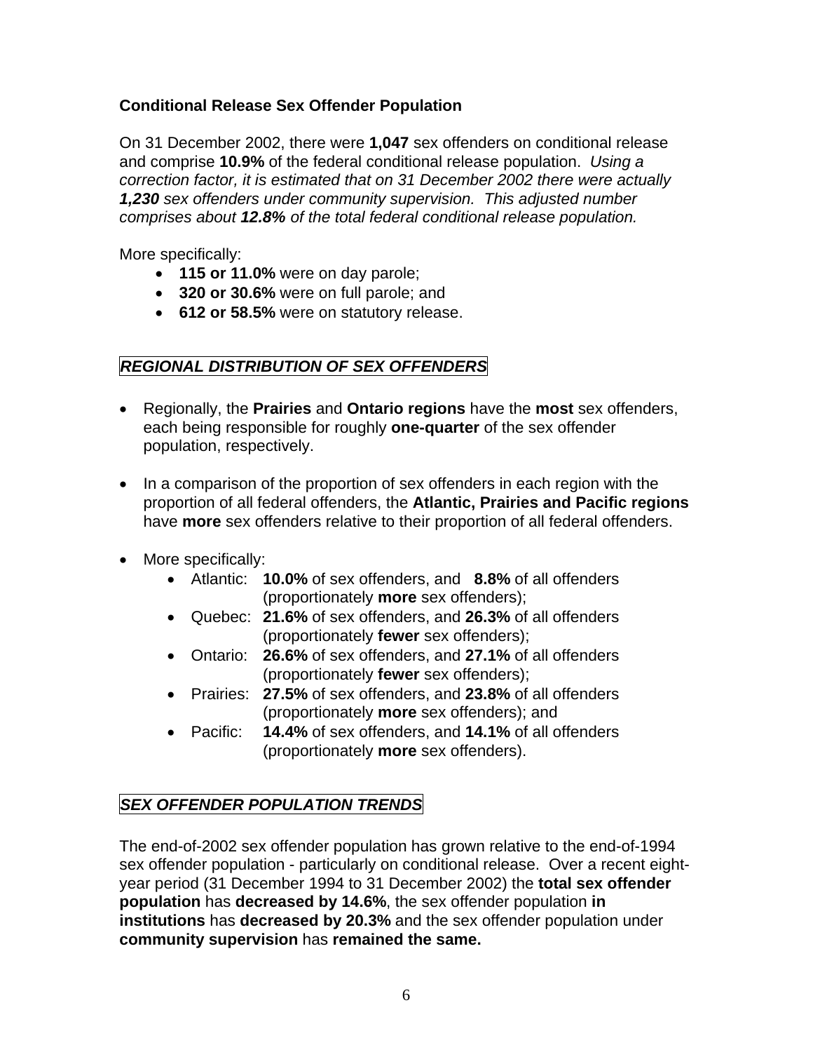**Conditional Release Sex Offender Population**

On 31 December 2002, there were **1,047** sex offenders on conditional release and comprise **10.9%** of the federal conditional release population. *Using a correction factor, it is estimated that on 31 December 2002 there were actually **1,230** sex offenders under community supervision. This adjusted number comprises about **12.8%** of the total federal conditional release population.*

More specifically:

- **115 or 11.0%** were on day parole;
- **320 or 30.6%** were on full parole; and
- **612 or 58.5%** were on statutory release.

## *REGIONAL DISTRIBUTION OF SEX OFFENDERS*

- Regionally, the **Prairies** and **Ontario regions** have the **most** sex offenders, each being responsible for roughly **one-quarter** of the sex offender population, respectively.
- In a comparison of the proportion of sex offenders in each region with the proportion of all federal offenders, the **Atlantic, Prairies and Pacific regions** have **more** sex offenders relative to their proportion of all federal offenders.
- More specifically:
  - Atlantic: **10.0%** of sex offenders, and **8.8%** of all offenders (proportionately **more** sex offenders);
  - Quebec: **21.6%** of sex offenders, and **26.3%** of all offenders (proportionately **fewer** sex offenders);
  - Ontario: **26.6%** of sex offenders, and **27.1%** of all offenders (proportionately **fewer** sex offenders);
  - Prairies: **27.5%** of sex offenders, and **23.8%** of all offenders (proportionately **more** sex offenders); and
  - Pacific: **14.4%** of sex offenders, and **14.1%** of all offenders (proportionately **more** sex offenders).

## *SEX OFFENDER POPULATION TRENDS*

The end-of-2002 sex offender population has grown relative to the end-of-1994 sex offender population - particularly on conditional release. Over a recent eight-year period (31 December 1994 to 31 December 2002) the **total sex offender population** has **decreased by 14.6%**, the sex offender population **in institutions** has **decreased by 20.3%** and the sex offender population under **community supervision** has **remained the same.**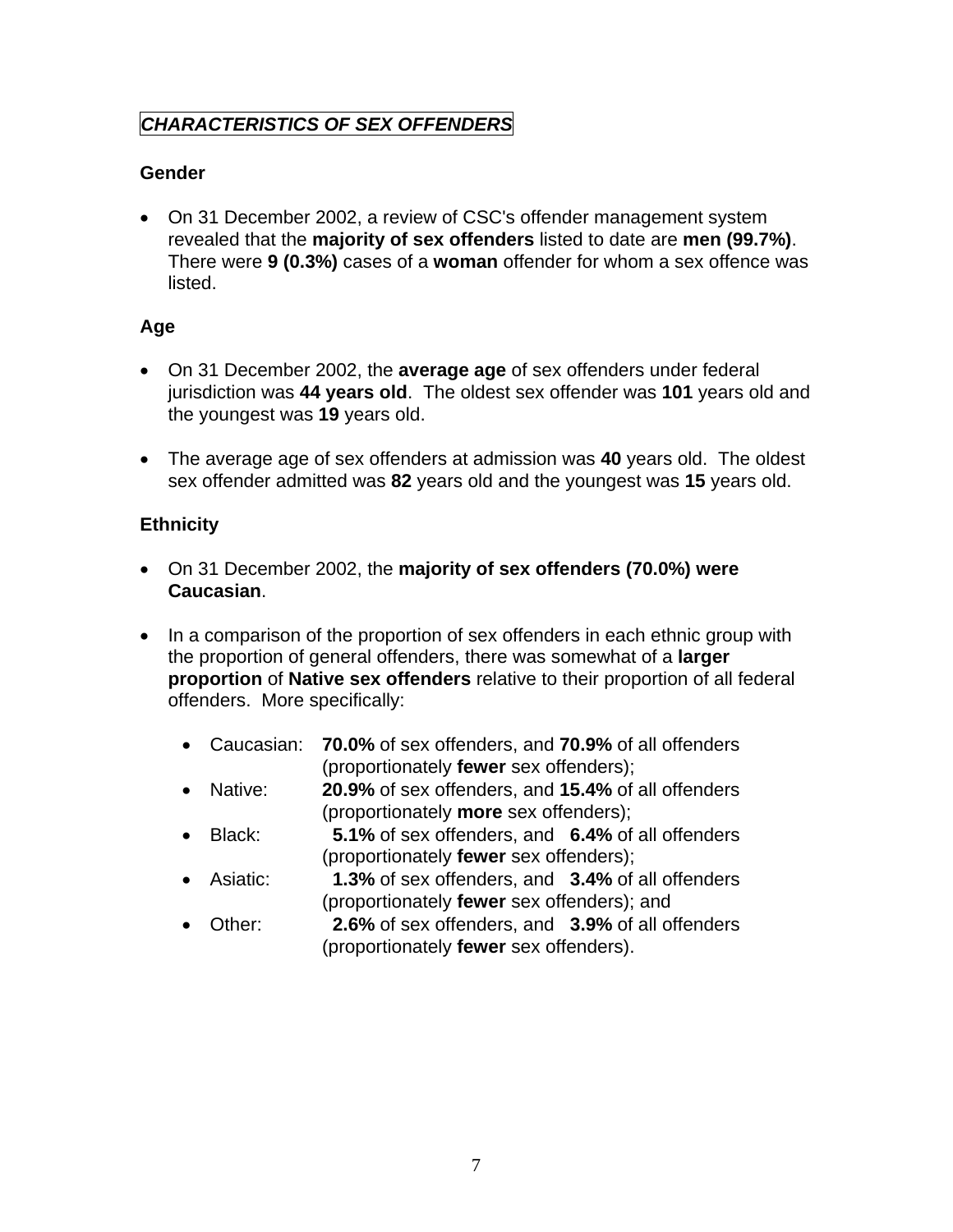## *CHARACTERISTICS OF SEX OFFENDERS*

### Gender

- On 31 December 2002, a review of CSC's offender management system revealed that the **majority of sex offenders** listed to date are **men (99.7%)**. There were **9 (0.3%)** cases of a **woman** offender for whom a sex offence was listed.

### Age

- On 31 December 2002, the **average age** of sex offenders under federal jurisdiction was **44 years old**. The oldest sex offender was **101** years old and the youngest was **19** years old.

- The average age of sex offenders at admission was **40** years old. The oldest sex offender admitted was **82** years old and the youngest was **15** years old.

### Ethnicity

- On 31 December 2002, the **majority of sex offenders (70.0%) were Caucasian**.

- In a comparison of the proportion of sex offenders in each ethnic group with the proportion of general offenders, there was somewhat of a **larger proportion** of **Native sex offenders** relative to their proportion of all federal offenders. More specifically:

  - Caucasian: **70.0%** of sex offenders, and **70.9%** of all offenders (proportionately **fewer** sex offenders);
  - Native: **20.9%** of sex offenders, and **15.4%** of all offenders (proportionately **more** sex offenders);
  - Black: **5.1%** of sex offenders, and **6.4%** of all offenders (proportionately **fewer** sex offenders);
  - Asiatic: **1.3%** of sex offenders, and **3.4%** of all offenders (proportionately **fewer** sex offenders); and
  - Other: **2.6%** of sex offenders, and **3.9%** of all offenders (proportionately **fewer** sex offenders).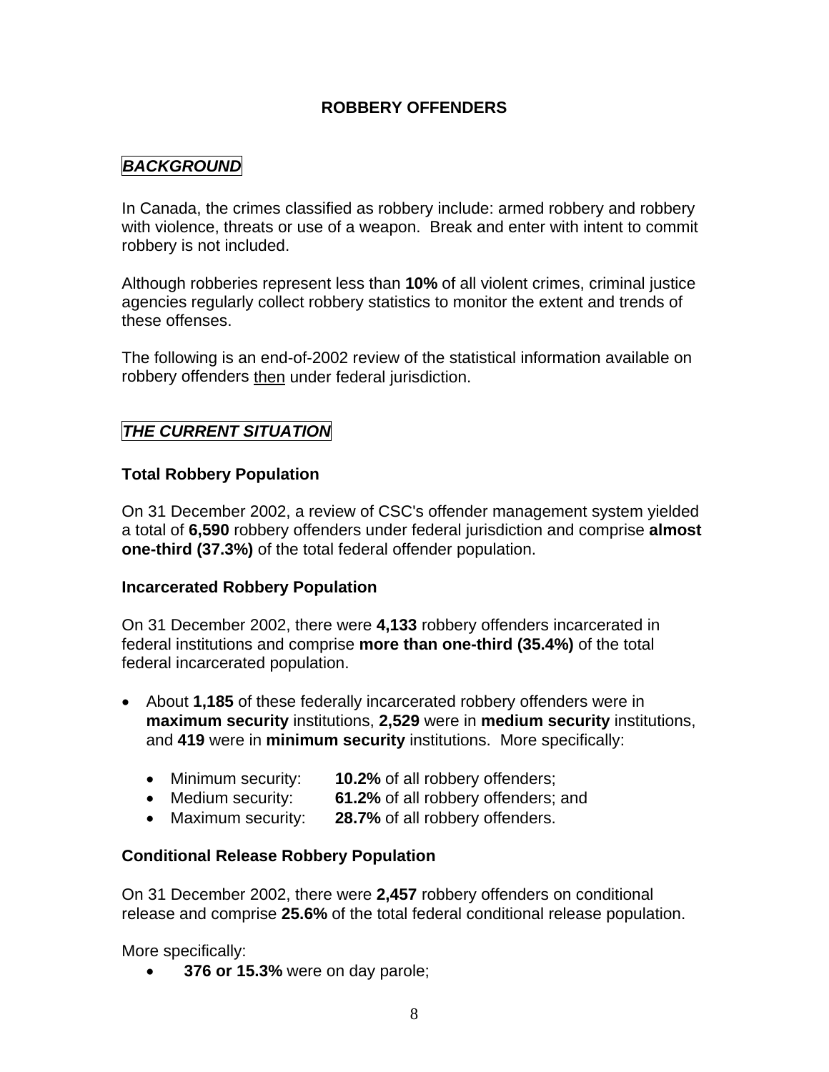# ROBBERY OFFENDERS

## *BACKGROUND*

In Canada, the crimes classified as robbery include: armed robbery and robbery with violence, threats or use of a weapon. Break and enter with intent to commit robbery is not included.

Although robberies represent less than **10%** of all violent crimes, criminal justice agencies regularly collect robbery statistics to monitor the extent and trends of these offenses.

The following is an end-of-2002 review of the statistical information available on robbery offenders then under federal jurisdiction.

## *THE CURRENT SITUATION*

### Total Robbery Population

On 31 December 2002, a review of CSC's offender management system yielded a total of **6,590** robbery offenders under federal jurisdiction and comprise **almost one-third (37.3%)** of the total federal offender population.

### Incarcerated Robbery Population

On 31 December 2002, there were **4,133** robbery offenders incarcerated in federal institutions and comprise **more than one-third (35.4%)** of the total federal incarcerated population.

- About **1,185** of these federally incarcerated robbery offenders were in **maximum security** institutions, **2,529** were in **medium security** institutions, and **419** were in **minimum security** institutions. More specifically:
  - Minimum security: **10.2%** of all robbery offenders;
  - Medium security: **61.2%** of all robbery offenders; and
  - Maximum security: **28.7%** of all robbery offenders.

### Conditional Release Robbery Population

On 31 December 2002, there were **2,457** robbery offenders on conditional release and comprise **25.6%** of the total federal conditional release population.

More specifically:

- **376 or 15.3%** were on day parole;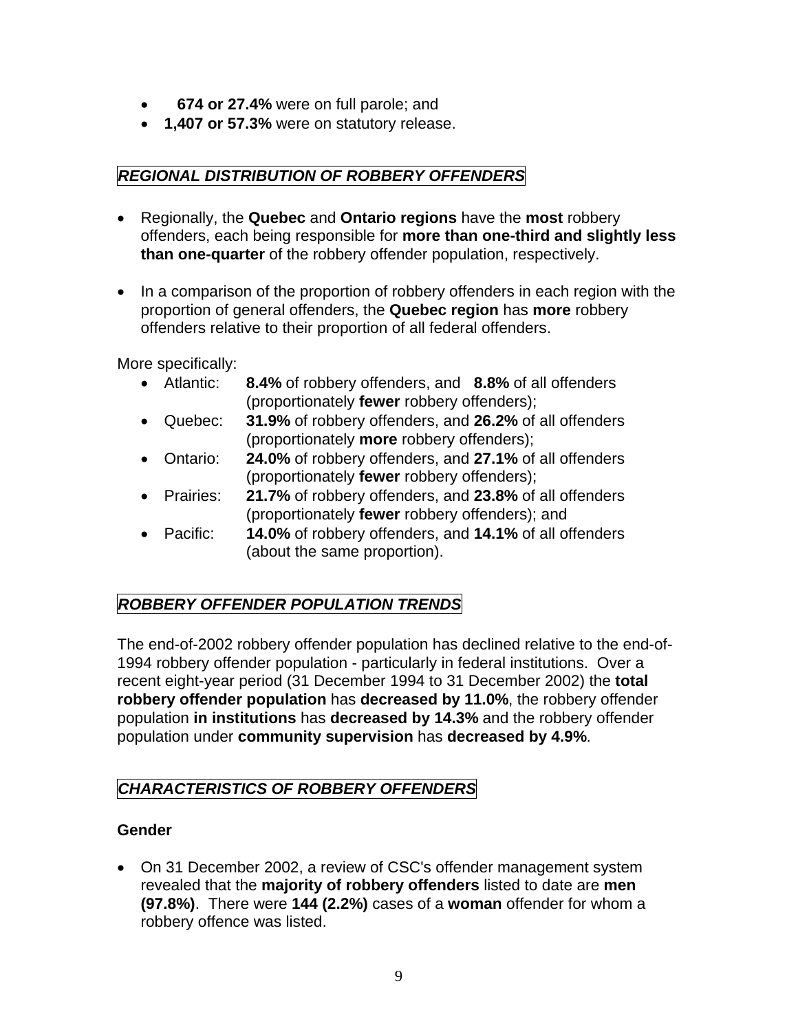- **674 or 27.4%** were on full parole; and
- **1,407 or 57.3%** were on statutory release.

## *REGIONAL DISTRIBUTION OF ROBBERY OFFENDERS*

- Regionally, the **Quebec** and **Ontario regions** have the **most** robbery offenders, each being responsible for **more than one-third and slightly less than one-quarter** of the robbery offender population, respectively.

- In a comparison of the proportion of robbery offenders in each region with the proportion of general offenders, the **Quebec region** has **more** robbery offenders relative to their proportion of all federal offenders.

More specifically:

- Atlantic: **8.4%** of robbery offenders, and **8.8%** of all offenders (proportionately **fewer** robbery offenders);
- Quebec: **31.9%** of robbery offenders, and **26.2%** of all offenders (proportionately **more** robbery offenders);
- Ontario: **24.0%** of robbery offenders, and **27.1%** of all offenders (proportionately **fewer** robbery offenders);
- Prairies: **21.7%** of robbery offenders, and **23.8%** of all offenders (proportionately **fewer** robbery offenders); and
- Pacific: **14.0%** of robbery offenders, and **14.1%** of all offenders (about the same proportion).

## *ROBBERY OFFENDER POPULATION TRENDS*

The end-of-2002 robbery offender population has declined relative to the end-of-1994 robbery offender population - particularly in federal institutions. Over a recent eight-year period (31 December 1994 to 31 December 2002) the **total robbery offender population** has **decreased by 11.0%**, the robbery offender population **in institutions** has **decreased by 14.3%** and the robbery offender population under **community supervision** has **decreased by 4.9%**.

## *CHARACTERISTICS OF ROBBERY OFFENDERS*

### Gender

- On 31 December 2002, a review of CSC's offender management system revealed that the **majority of robbery offenders** listed to date are **men (97.8%)**. There were **144 (2.2%)** cases of a **woman** offender for whom a robbery offence was listed.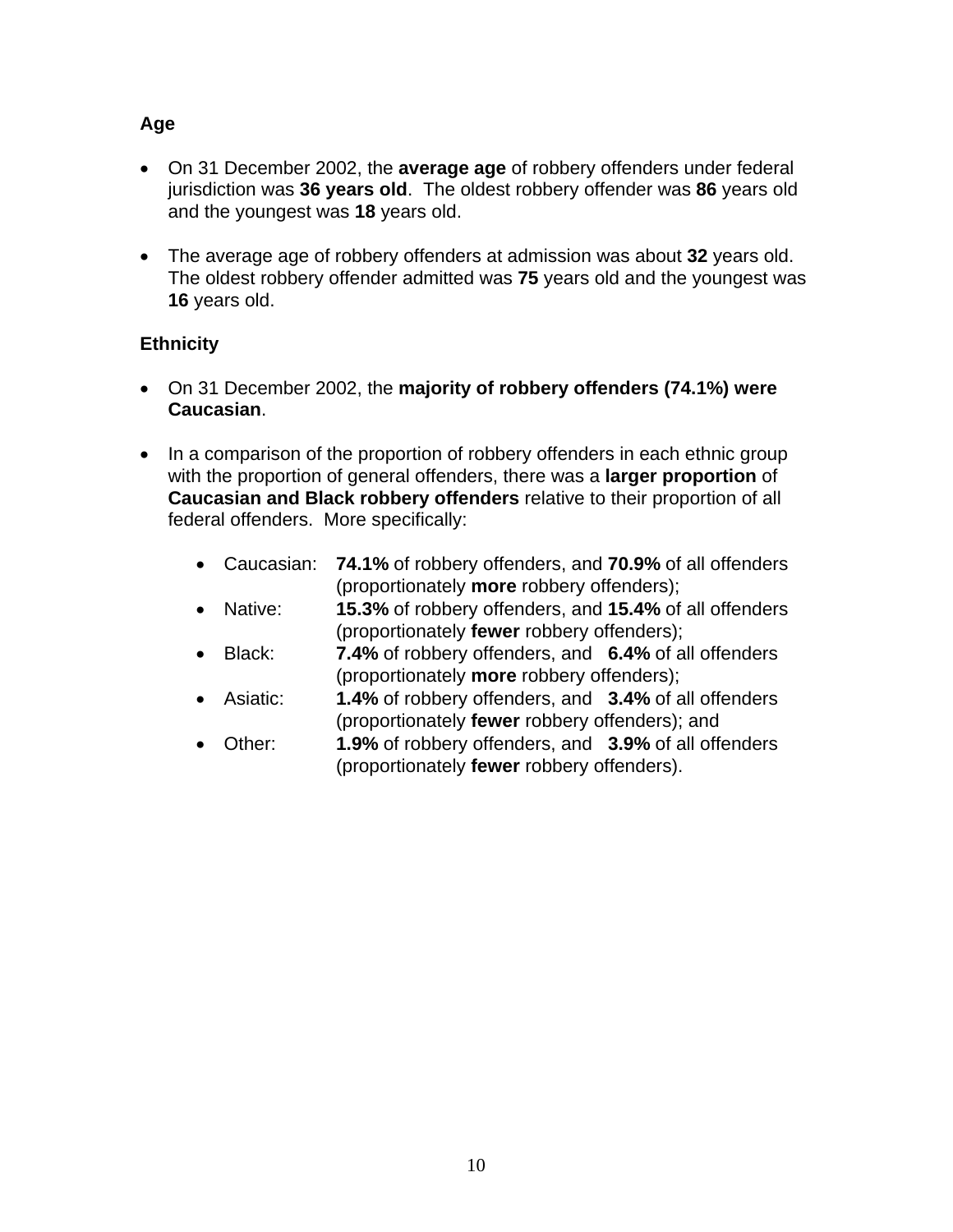### Age

- On 31 December 2002, the **average age** of robbery offenders under federal jurisdiction was **36 years old**. The oldest robbery offender was **86** years old and the youngest was **18** years old.

- The average age of robbery offenders at admission was about **32** years old. The oldest robbery offender admitted was **75** years old and the youngest was **16** years old.

### Ethnicity

- On 31 December 2002, the **majority of robbery offenders (74.1%) were Caucasian**.

- In a comparison of the proportion of robbery offenders in each ethnic group with the proportion of general offenders, there was a **larger proportion** of **Caucasian and Black robbery offenders** relative to their proportion of all federal offenders. More specifically:

  - Caucasian: **74.1%** of robbery offenders, and **70.9%** of all offenders (proportionately **more** robbery offenders);
  - Native: **15.3%** of robbery offenders, and **15.4%** of all offenders (proportionately **fewer** robbery offenders);
  - Black: **7.4%** of robbery offenders, and **6.4%** of all offenders (proportionately **more** robbery offenders);
  - Asiatic: **1.4%** of robbery offenders, and **3.4%** of all offenders (proportionately **fewer** robbery offenders); and
  - Other: **1.9%** of robbery offenders, and **3.9%** of all offenders (proportionately **fewer** robbery offenders).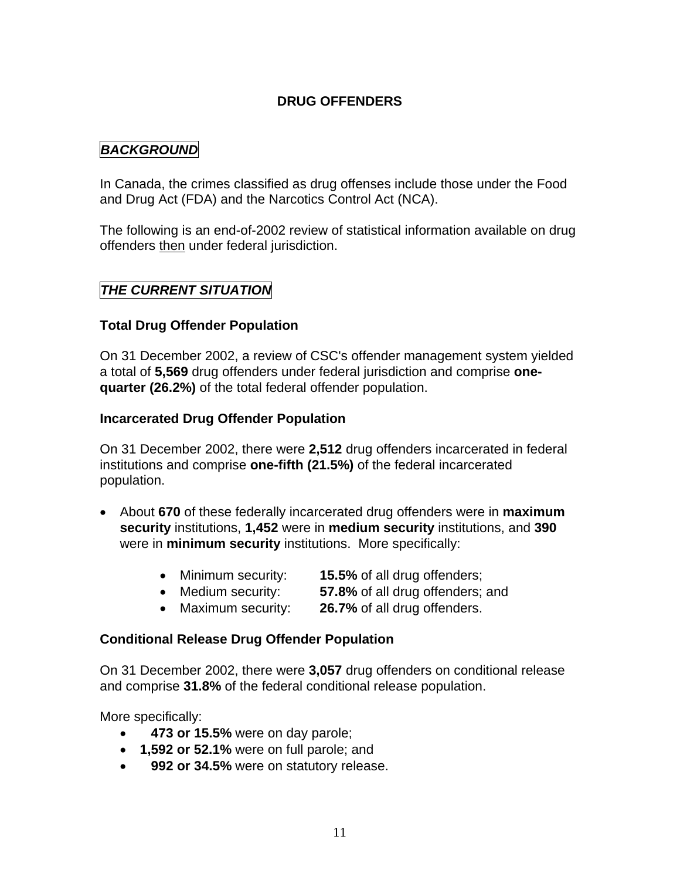# DRUG OFFENDERS

## *BACKGROUND*

In Canada, the crimes classified as drug offenses include those under the Food and Drug Act (FDA) and the Narcotics Control Act (NCA).

The following is an end-of-2002 review of statistical information available on drug offenders then under federal jurisdiction.

## *THE CURRENT SITUATION*

### Total Drug Offender Population

On 31 December 2002, a review of CSC's offender management system yielded a total of **5,569** drug offenders under federal jurisdiction and comprise **one-quarter (26.2%)** of the total federal offender population.

### Incarcerated Drug Offender Population

On 31 December 2002, there were **2,512** drug offenders incarcerated in federal institutions and comprise **one-fifth (21.5%)** of the federal incarcerated population.

- About **670** of these federally incarcerated drug offenders were in **maximum security** institutions, **1,452** were in **medium security** institutions, and **390** were in **minimum security** institutions. More specifically:
  - Minimum security: **15.5%** of all drug offenders;
  - Medium security: **57.8%** of all drug offenders; and
  - Maximum security: **26.7%** of all drug offenders.

### Conditional Release Drug Offender Population

On 31 December 2002, there were **3,057** drug offenders on conditional release and comprise **31.8%** of the federal conditional release population.

More specifically:

- **473 or 15.5%** were on day parole;
- **1,592 or 52.1%** were on full parole; and
- **992 or 34.5%** were on statutory release.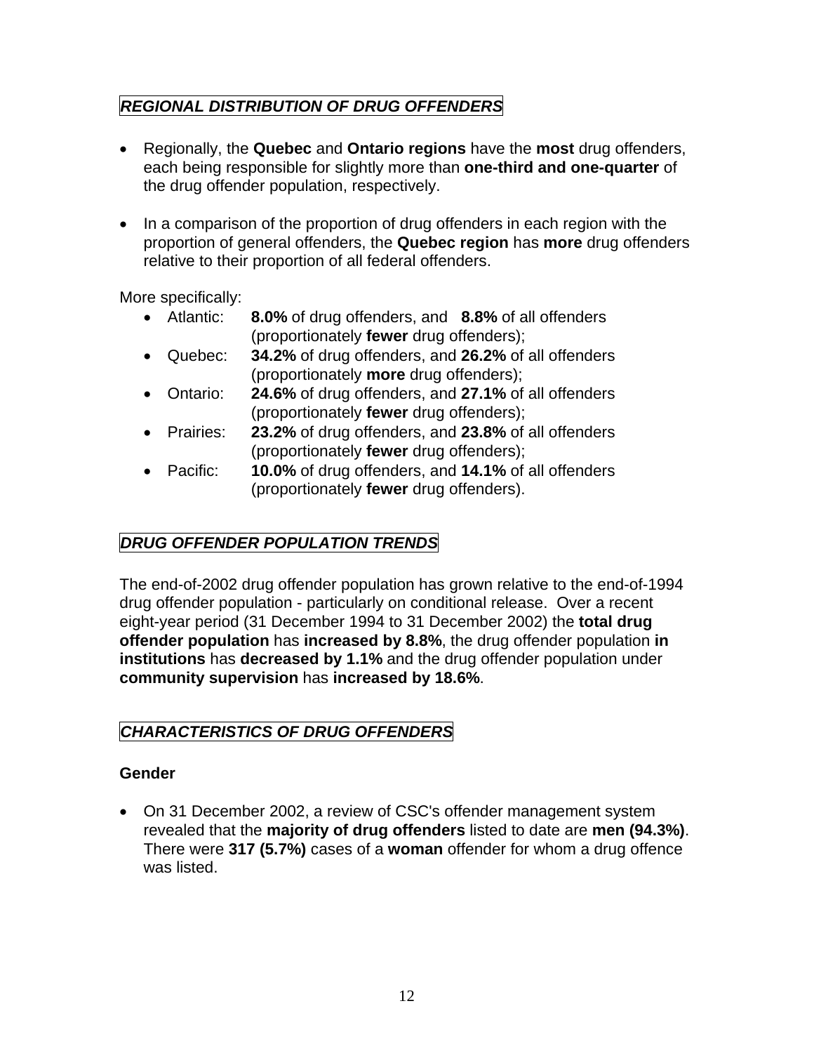## *REGIONAL DISTRIBUTION OF DRUG OFFENDERS*

- Regionally, the **Quebec** and **Ontario regions** have the **most** drug offenders, each being responsible for slightly more than **one-third and one-quarter** of the drug offender population, respectively.

- In a comparison of the proportion of drug offenders in each region with the proportion of general offenders, the **Quebec region** has **more** drug offenders relative to their proportion of all federal offenders.

More specifically:

- Atlantic: **8.0%** of drug offenders, and **8.8%** of all offenders (proportionately **fewer** drug offenders);
- Quebec: **34.2%** of drug offenders, and **26.2%** of all offenders (proportionately **more** drug offenders);
- Ontario: **24.6%** of drug offenders, and **27.1%** of all offenders (proportionately **fewer** drug offenders);
- Prairies: **23.2%** of drug offenders, and **23.8%** of all offenders (proportionately **fewer** drug offenders);
- Pacific: **10.0%** of drug offenders, and **14.1%** of all offenders (proportionately **fewer** drug offenders).

## *DRUG OFFENDER POPULATION TRENDS*

The end-of-2002 drug offender population has grown relative to the end-of-1994 drug offender population - particularly on conditional release. Over a recent eight-year period (31 December 1994 to 31 December 2002) the **total drug offender population** has **increased by 8.8%**, the drug offender population **in institutions** has **decreased by 1.1%** and the drug offender population under **community supervision** has **increased by 18.6%**.

## *CHARACTERISTICS OF DRUG OFFENDERS*

### Gender

- On 31 December 2002, a review of CSC's offender management system revealed that the **majority of drug offenders** listed to date are **men (94.3%)**. There were **317 (5.7%)** cases of a **woman** offender for whom a drug offence was listed.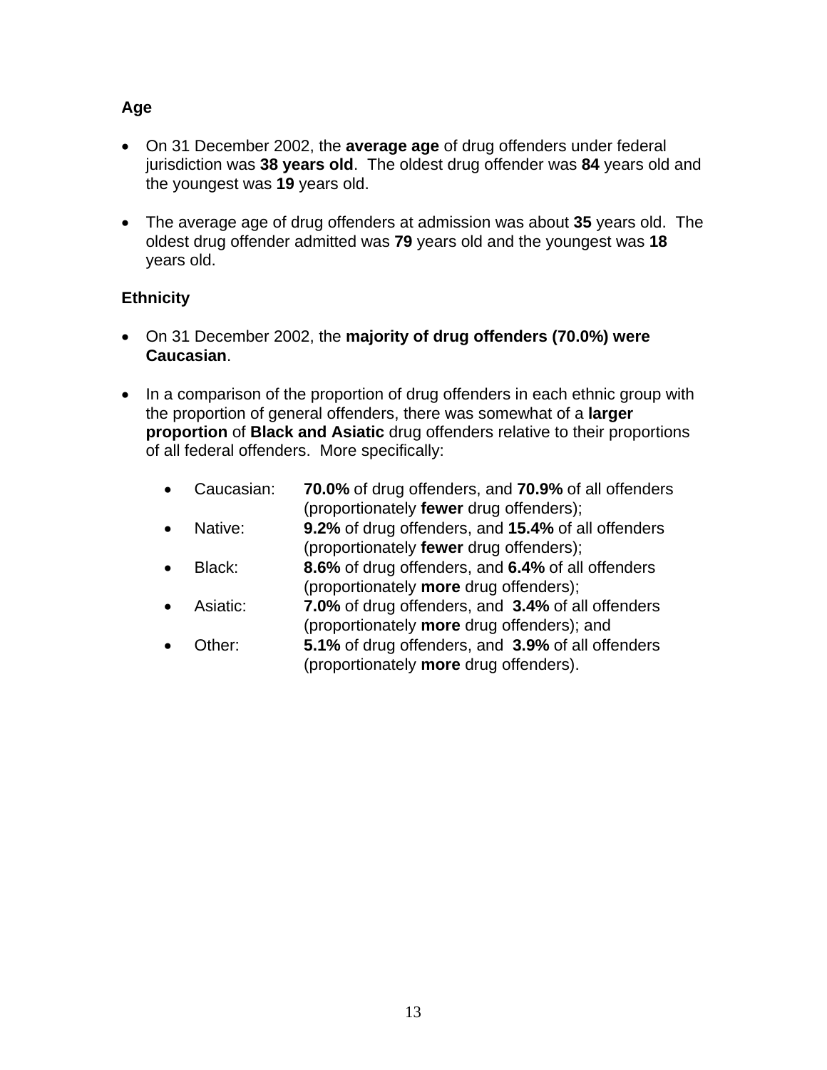**Age**

- On 31 December 2002, the **average age** of drug offenders under federal jurisdiction was **38 years old**. The oldest drug offender was **84** years old and the youngest was **19** years old.

- The average age of drug offenders at admission was about **35** years old. The oldest drug offender admitted was **79** years old and the youngest was **18** years old.

**Ethnicity**

- On 31 December 2002, the **majority of drug offenders (70.0%) were Caucasian**.

- In a comparison of the proportion of drug offenders in each ethnic group with the proportion of general offenders, there was somewhat of a **larger proportion** of **Black and Asiatic** drug offenders relative to their proportions of all federal offenders. More specifically:

  - Caucasian: **70.0%** of drug offenders, and **70.9%** of all offenders (proportionately **fewer** drug offenders);
  - Native: **9.2%** of drug offenders, and **15.4%** of all offenders (proportionately **fewer** drug offenders);
  - Black: **8.6%** of drug offenders, and **6.4%** of all offenders (proportionately **more** drug offenders);
  - Asiatic: **7.0%** of drug offenders, and **3.4%** of all offenders (proportionately **more** drug offenders); and
  - Other: **5.1%** of drug offenders, and **3.9%** of all offenders (proportionately **more** drug offenders).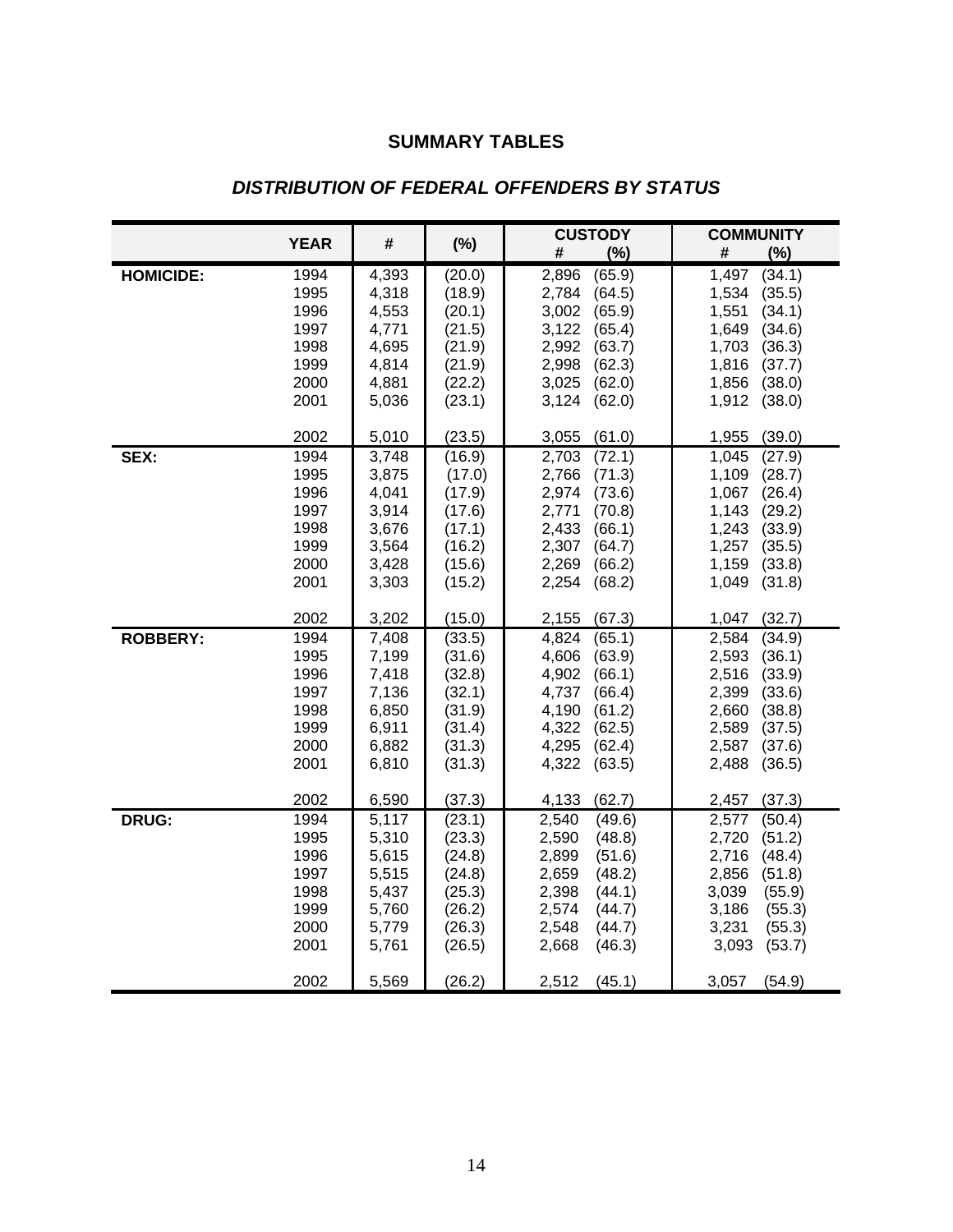## SUMMARY TABLES

### *DISTRIBUTION OF FEDERAL OFFENDERS BY STATUS*

| | YEAR | # | (%) | CUSTODY # | CUSTODY (%) | COMMUNITY # | COMMUNITY (%) |
|---|---|---|---|---|---|---|---|
| **HOMICIDE:** | 1994 | 4,393 | (20.0) | 2,896 | (65.9) | 1,497 | (34.1) |
| | 1995 | 4,318 | (18.9) | 2,784 | (64.5) | 1,534 | (35.5) |
| | 1996 | 4,553 | (20.1) | 3,002 | (65.9) | 1,551 | (34.1) |
| | 1997 | 4,771 | (21.5) | 3,122 | (65.4) | 1,649 | (34.6) |
| | 1998 | 4,695 | (21.9) | 2,992 | (63.7) | 1,703 | (36.3) |
| | 1999 | 4,814 | (21.9) | 2,998 | (62.3) | 1,816 | (37.7) |
| | 2000 | 4,881 | (22.2) | 3,025 | (62.0) | 1,856 | (38.0) |
| | 2001 | 5,036 | (23.1) | 3,124 | (62.0) | 1,912 | (38.0) |
| | 2002 | 5,010 | (23.5) | 3,055 | (61.0) | 1,955 | (39.0) |
| **SEX:** | 1994 | 3,748 | (16.9) | 2,703 | (72.1) | 1,045 | (27.9) |
| | 1995 | 3,875 | (17.0) | 2,766 | (71.3) | 1,109 | (28.7) |
| | 1996 | 4,041 | (17.9) | 2,974 | (73.6) | 1,067 | (26.4) |
| | 1997 | 3,914 | (17.6) | 2,771 | (70.8) | 1,143 | (29.2) |
| | 1998 | 3,676 | (17.1) | 2,433 | (66.1) | 1,243 | (33.9) |
| | 1999 | 3,564 | (16.2) | 2,307 | (64.7) | 1,257 | (35.5) |
| | 2000 | 3,428 | (15.6) | 2,269 | (66.2) | 1,159 | (33.8) |
| | 2001 | 3,303 | (15.2) | 2,254 | (68.2) | 1,049 | (31.8) |
| | 2002 | 3,202 | (15.0) | 2,155 | (67.3) | 1,047 | (32.7) |
| **ROBBERY:** | 1994 | 7,408 | (33.5) | 4,824 | (65.1) | 2,584 | (34.9) |
| | 1995 | 7,199 | (31.6) | 4,606 | (63.9) | 2,593 | (36.1) |
| | 1996 | 7,418 | (32.8) | 4,902 | (66.1) | 2,516 | (33.9) |
| | 1997 | 7,136 | (32.1) | 4,737 | (66.4) | 2,399 | (33.6) |
| | 1998 | 6,850 | (31.9) | 4,190 | (61.2) | 2,660 | (38.8) |
| | 1999 | 6,911 | (31.4) | 4,322 | (62.5) | 2,589 | (37.5) |
| | 2000 | 6,882 | (31.3) | 4,295 | (62.4) | 2,587 | (37.6) |
| | 2001 | 6,810 | (31.3) | 4,322 | (63.5) | 2,488 | (36.5) |
| | 2002 | 6,590 | (37.3) | 4,133 | (62.7) | 2,457 | (37.3) |
| **DRUG:** | 1994 | 5,117 | (23.1) | 2,540 | (49.6) | 2,577 | (50.4) |
| | 1995 | 5,310 | (23.3) | 2,590 | (48.8) | 2,720 | (51.2) |
| | 1996 | 5,615 | (24.8) | 2,899 | (51.6) | 2,716 | (48.4) |
| | 1997 | 5,515 | (24.8) | 2,659 | (48.2) | 2,856 | (51.8) |
| | 1998 | 5,437 | (25.3) | 2,398 | (44.1) | 3,039 | (55.9) |
| | 1999 | 5,760 | (26.2) | 2,574 | (44.7) | 3,186 | (55.3) |
| | 2000 | 5,779 | (26.3) | 2,548 | (44.7) | 3,231 | (55.3) |
| | 2001 | 5,761 | (26.5) | 2,668 | (46.3) | 3,093 | (53.7) |
| | 2002 | 5,569 | (26.2) | 2,512 | (45.1) | 3,057 | (54.9) |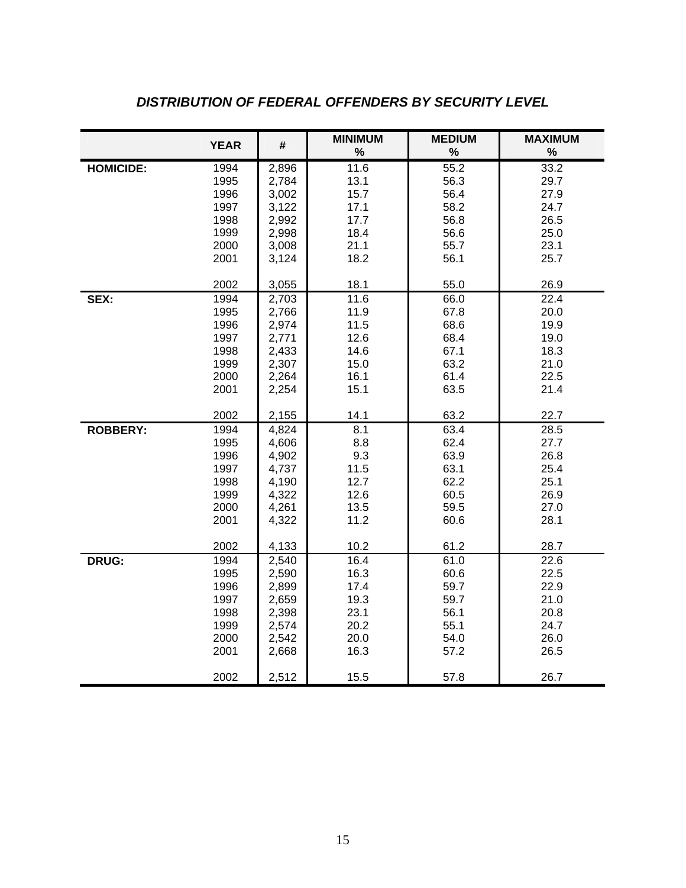## *DISTRIBUTION OF FEDERAL OFFENDERS BY SECURITY LEVEL*

| | YEAR | # | MINIMUM % | MEDIUM % | MAXIMUM % |
|---|---|---|---|---|---|
| **HOMICIDE:** | 1994 | 2,896 | 11.6 | 55.2 | 33.2 |
| | 1995 | 2,784 | 13.1 | 56.3 | 29.7 |
| | 1996 | 3,002 | 15.7 | 56.4 | 27.9 |
| | 1997 | 3,122 | 17.1 | 58.2 | 24.7 |
| | 1998 | 2,992 | 17.7 | 56.8 | 26.5 |
| | 1999 | 2,998 | 18.4 | 56.6 | 25.0 |
| | 2000 | 3,008 | 21.1 | 55.7 | 23.1 |
| | 2001 | 3,124 | 18.2 | 56.1 | 25.7 |
| | 2002 | 3,055 | 18.1 | 55.0 | 26.9 |
| **SEX:** | 1994 | 2,703 | 11.6 | 66.0 | 22.4 |
| | 1995 | 2,766 | 11.9 | 67.8 | 20.0 |
| | 1996 | 2,974 | 11.5 | 68.6 | 19.9 |
| | 1997 | 2,771 | 12.6 | 68.4 | 19.0 |
| | 1998 | 2,433 | 14.6 | 67.1 | 18.3 |
| | 1999 | 2,307 | 15.0 | 63.2 | 21.0 |
| | 2000 | 2,264 | 16.1 | 61.4 | 22.5 |
| | 2001 | 2,254 | 15.1 | 63.5 | 21.4 |
| | 2002 | 2,155 | 14.1 | 63.2 | 22.7 |
| **ROBBERY:** | 1994 | 4,824 | 8.1 | 63.4 | 28.5 |
| | 1995 | 4,606 | 8.8 | 62.4 | 27.7 |
| | 1996 | 4,902 | 9.3 | 63.9 | 26.8 |
| | 1997 | 4,737 | 11.5 | 63.1 | 25.4 |
| | 1998 | 4,190 | 12.7 | 62.2 | 25.1 |
| | 1999 | 4,322 | 12.6 | 60.5 | 26.9 |
| | 2000 | 4,261 | 13.5 | 59.5 | 27.0 |
| | 2001 | 4,322 | 11.2 | 60.6 | 28.1 |
| | 2002 | 4,133 | 10.2 | 61.2 | 28.7 |
| **DRUG:** | 1994 | 2,540 | 16.4 | 61.0 | 22.6 |
| | 1995 | 2,590 | 16.3 | 60.6 | 22.5 |
| | 1996 | 2,899 | 17.4 | 59.7 | 22.9 |
| | 1997 | 2,659 | 19.3 | 59.7 | 21.0 |
| | 1998 | 2,398 | 23.1 | 56.1 | 20.8 |
| | 1999 | 2,574 | 20.2 | 55.1 | 24.7 |
| | 2000 | 2,542 | 20.0 | 54.0 | 26.0 |
| | 2001 | 2,668 | 16.3 | 57.2 | 26.5 |
| | 2002 | 2,512 | 15.5 | 57.8 | 26.7 |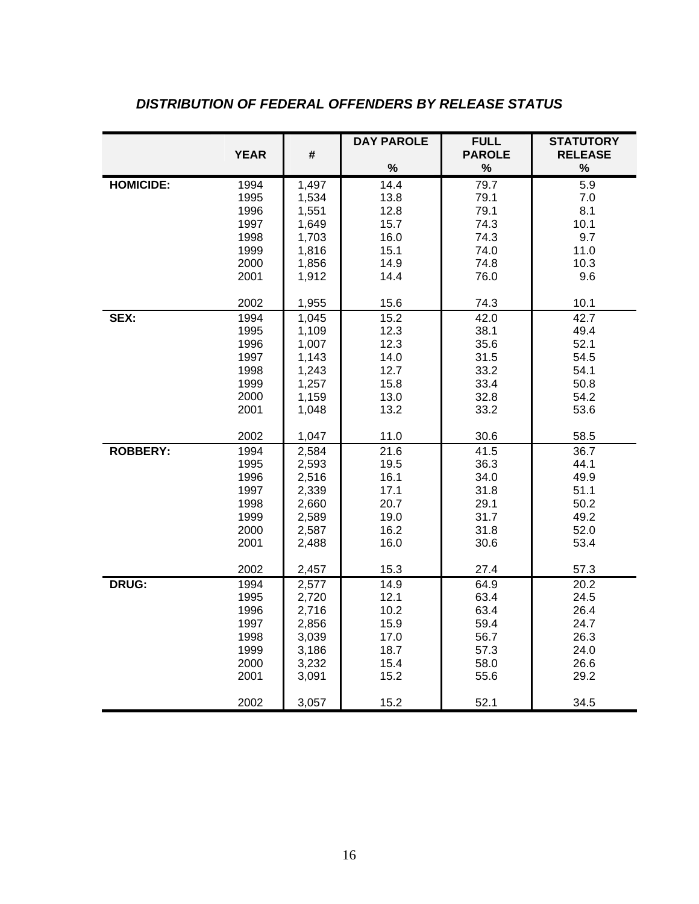## *DISTRIBUTION OF FEDERAL OFFENDERS BY RELEASE STATUS*

| | YEAR | # | DAY PAROLE % | FULL PAROLE % | STATUTORY RELEASE % |
|---|---|---|---|---|---|
| **HOMICIDE:** | 1994 | 1,497 | 14.4 | 79.7 | 5.9 |
| | 1995 | 1,534 | 13.8 | 79.1 | 7.0 |
| | 1996 | 1,551 | 12.8 | 79.1 | 8.1 |
| | 1997 | 1,649 | 15.7 | 74.3 | 10.1 |
| | 1998 | 1,703 | 16.0 | 74.3 | 9.7 |
| | 1999 | 1,816 | 15.1 | 74.0 | 11.0 |
| | 2000 | 1,856 | 14.9 | 74.8 | 10.3 |
| | 2001 | 1,912 | 14.4 | 76.0 | 9.6 |
| | 2002 | 1,955 | 15.6 | 74.3 | 10.1 |
| **SEX:** | 1994 | 1,045 | 15.2 | 42.0 | 42.7 |
| | 1995 | 1,109 | 12.3 | 38.1 | 49.4 |
| | 1996 | 1,007 | 12.3 | 35.6 | 52.1 |
| | 1997 | 1,143 | 14.0 | 31.5 | 54.5 |
| | 1998 | 1,243 | 12.7 | 33.2 | 54.1 |
| | 1999 | 1,257 | 15.8 | 33.4 | 50.8 |
| | 2000 | 1,159 | 13.0 | 32.8 | 54.2 |
| | 2001 | 1,048 | 13.2 | 33.2 | 53.6 |
| | 2002 | 1,047 | 11.0 | 30.6 | 58.5 |
| **ROBBERY:** | 1994 | 2,584 | 21.6 | 41.5 | 36.7 |
| | 1995 | 2,593 | 19.5 | 36.3 | 44.1 |
| | 1996 | 2,516 | 16.1 | 34.0 | 49.9 |
| | 1997 | 2,339 | 17.1 | 31.8 | 51.1 |
| | 1998 | 2,660 | 20.7 | 29.1 | 50.2 |
| | 1999 | 2,589 | 19.0 | 31.7 | 49.2 |
| | 2000 | 2,587 | 16.2 | 31.8 | 52.0 |
| | 2001 | 2,488 | 16.0 | 30.6 | 53.4 |
| | 2002 | 2,457 | 15.3 | 27.4 | 57.3 |
| **DRUG:** | 1994 | 2,577 | 14.9 | 64.9 | 20.2 |
| | 1995 | 2,720 | 12.1 | 63.4 | 24.5 |
| | 1996 | 2,716 | 10.2 | 63.4 | 26.4 |
| | 1997 | 2,856 | 15.9 | 59.4 | 24.7 |
| | 1998 | 3,039 | 17.0 | 56.7 | 26.3 |
| | 1999 | 3,186 | 18.7 | 57.3 | 24.0 |
| | 2000 | 3,232 | 15.4 | 58.0 | 26.6 |
| | 2001 | 3,091 | 15.2 | 55.6 | 29.2 |
| | 2002 | 3,057 | 15.2 | 52.1 | 34.5 |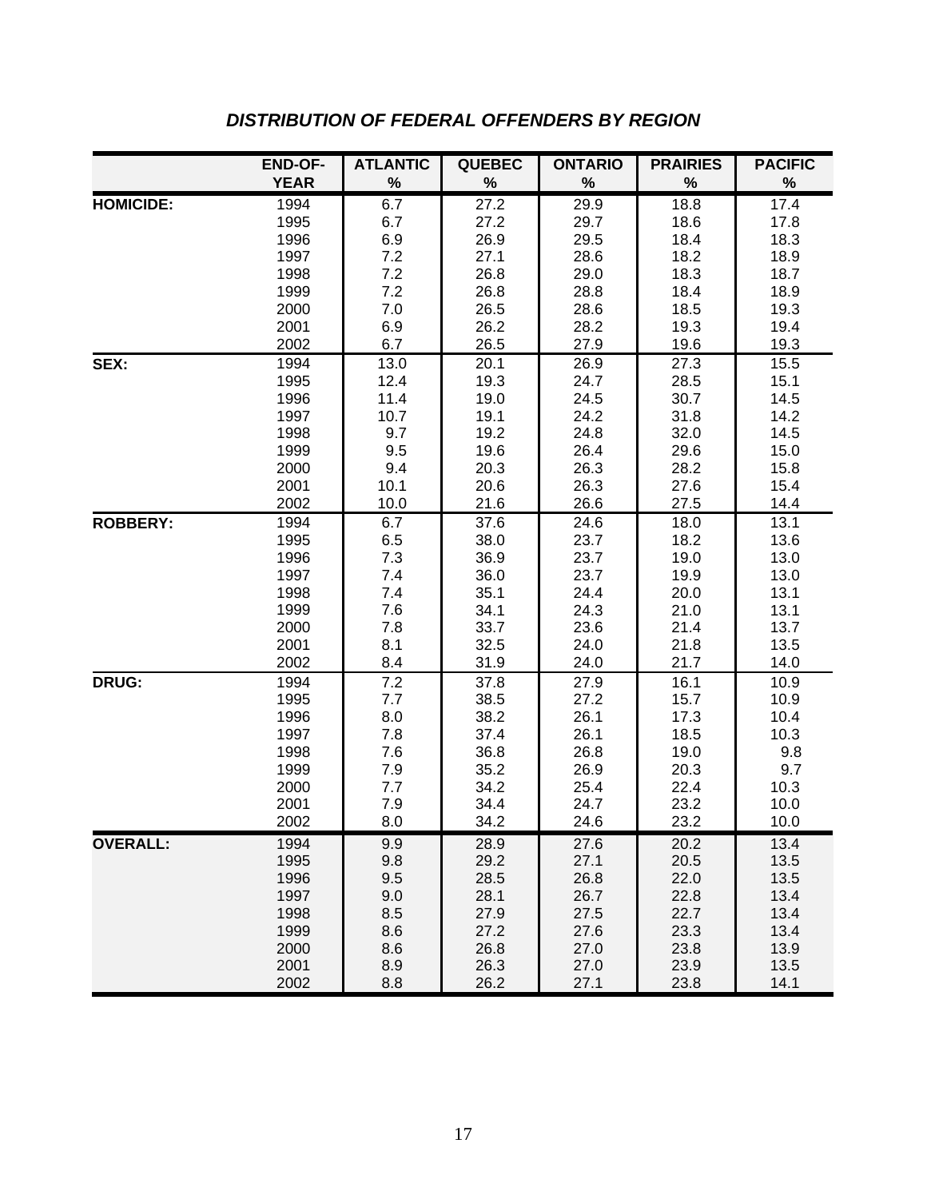## *DISTRIBUTION OF FEDERAL OFFENDERS BY REGION*

| | END-OF-YEAR | ATLANTIC % | QUEBEC % | ONTARIO % | PRAIRIES % | PACIFIC % |
|---|---|---|---|---|---|---|
| **HOMICIDE:** | 1994 | 6.7 | 27.2 | 29.9 | 18.8 | 17.4 |
| | 1995 | 6.7 | 27.2 | 29.7 | 18.6 | 17.8 |
| | 1996 | 6.9 | 26.9 | 29.5 | 18.4 | 18.3 |
| | 1997 | 7.2 | 27.1 | 28.6 | 18.2 | 18.9 |
| | 1998 | 7.2 | 26.8 | 29.0 | 18.3 | 18.7 |
| | 1999 | 7.2 | 26.8 | 28.8 | 18.4 | 18.9 |
| | 2000 | 7.0 | 26.5 | 28.6 | 18.5 | 19.3 |
| | 2001 | 6.9 | 26.2 | 28.2 | 19.3 | 19.4 |
| | 2002 | 6.7 | 26.5 | 27.9 | 19.6 | 19.3 |
| **SEX:** | 1994 | 13.0 | 20.1 | 26.9 | 27.3 | 15.5 |
| | 1995 | 12.4 | 19.3 | 24.7 | 28.5 | 15.1 |
| | 1996 | 11.4 | 19.0 | 24.5 | 30.7 | 14.5 |
| | 1997 | 10.7 | 19.1 | 24.2 | 31.8 | 14.2 |
| | 1998 | 9.7 | 19.2 | 24.8 | 32.0 | 14.5 |
| | 1999 | 9.5 | 19.6 | 26.4 | 29.6 | 15.0 |
| | 2000 | 9.4 | 20.3 | 26.3 | 28.2 | 15.8 |
| | 2001 | 10.1 | 20.6 | 26.3 | 27.6 | 15.4 |
| | 2002 | 10.0 | 21.6 | 26.6 | 27.5 | 14.4 |
| **ROBBERY:** | 1994 | 6.7 | 37.6 | 24.6 | 18.0 | 13.1 |
| | 1995 | 6.5 | 38.0 | 23.7 | 18.2 | 13.6 |
| | 1996 | 7.3 | 36.9 | 23.7 | 19.0 | 13.0 |
| | 1997 | 7.4 | 36.0 | 23.7 | 19.9 | 13.0 |
| | 1998 | 7.4 | 35.1 | 24.4 | 20.0 | 13.1 |
| | 1999 | 7.6 | 34.1 | 24.3 | 21.0 | 13.1 |
| | 2000 | 7.8 | 33.7 | 23.6 | 21.4 | 13.7 |
| | 2001 | 8.1 | 32.5 | 24.0 | 21.8 | 13.5 |
| | 2002 | 8.4 | 31.9 | 24.0 | 21.7 | 14.0 |
| **DRUG:** | 1994 | 7.2 | 37.8 | 27.9 | 16.1 | 10.9 |
| | 1995 | 7.7 | 38.5 | 27.2 | 15.7 | 10.9 |
| | 1996 | 8.0 | 38.2 | 26.1 | 17.3 | 10.4 |
| | 1997 | 7.8 | 37.4 | 26.1 | 18.5 | 10.3 |
| | 1998 | 7.6 | 36.8 | 26.8 | 19.0 | 9.8 |
| | 1999 | 7.9 | 35.2 | 26.9 | 20.3 | 9.7 |
| | 2000 | 7.7 | 34.2 | 25.4 | 22.4 | 10.3 |
| | 2001 | 7.9 | 34.4 | 24.7 | 23.2 | 10.0 |
| | 2002 | 8.0 | 34.2 | 24.6 | 23.2 | 10.0 |
| **OVERALL:** | 1994 | 9.9 | 28.9 | 27.6 | 20.2 | 13.4 |
| | 1995 | 9.8 | 29.2 | 27.1 | 20.5 | 13.5 |
| | 1996 | 9.5 | 28.5 | 26.8 | 22.0 | 13.5 |
| | 1997 | 9.0 | 28.1 | 26.7 | 22.8 | 13.4 |
| | 1998 | 8.5 | 27.9 | 27.5 | 22.7 | 13.4 |
| | 1999 | 8.6 | 27.2 | 27.6 | 23.3 | 13.4 |
| | 2000 | 8.6 | 26.8 | 27.0 | 23.8 | 13.9 |
| | 2001 | 8.9 | 26.3 | 27.0 | 23.9 | 13.5 |
| | 2002 | 8.8 | 26.2 | 27.1 | 23.8 | 14.1 |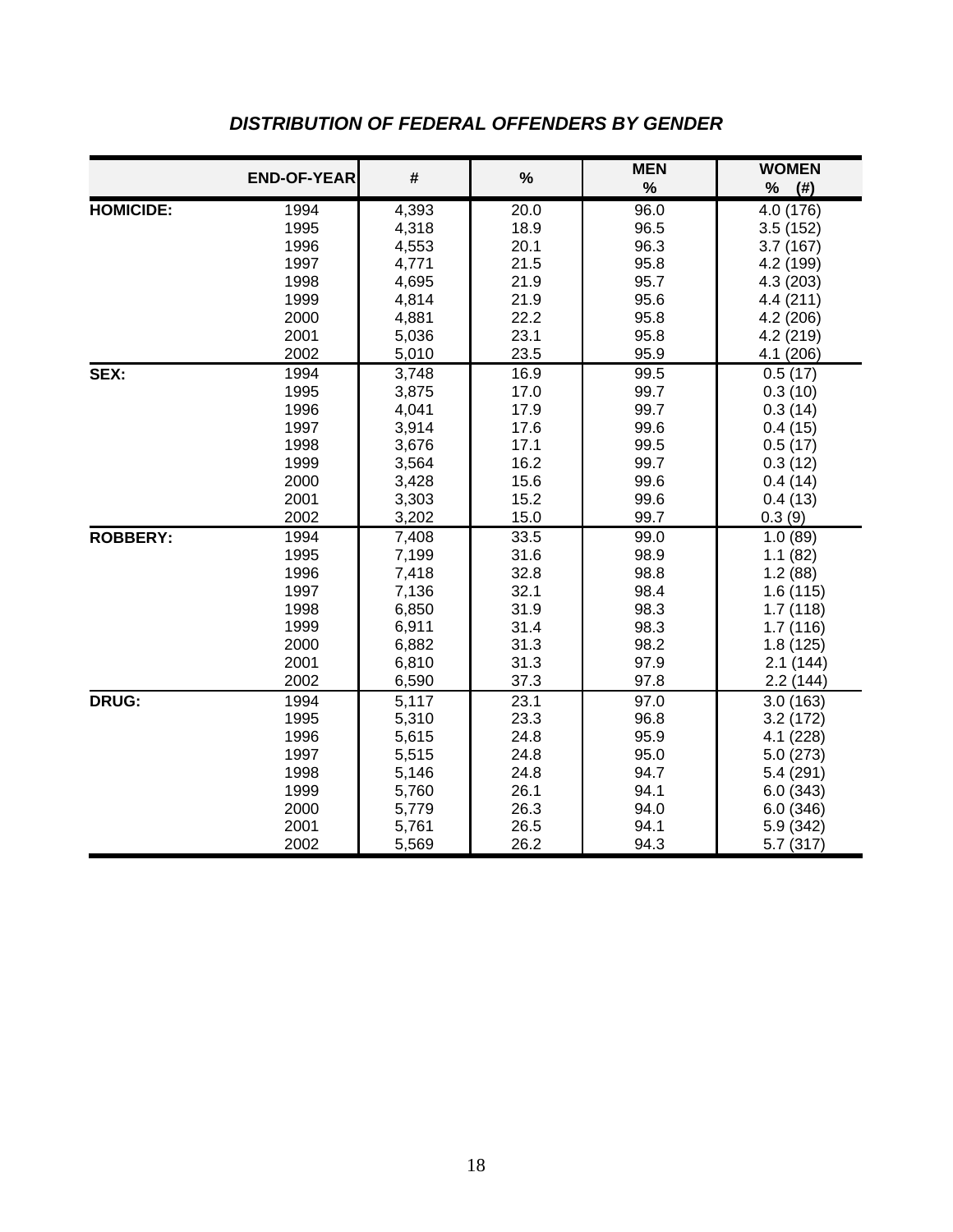## *DISTRIBUTION OF FEDERAL OFFENDERS BY GENDER*

| | END-OF-YEAR | # | % | MEN % | WOMEN % (#) |
|---|---|---|---|---|---|
| **HOMICIDE:** | 1994 | 4,393 | 20.0 | 96.0 | 4.0 (176) |
| | 1995 | 4,318 | 18.9 | 96.5 | 3.5 (152) |
| | 1996 | 4,553 | 20.1 | 96.3 | 3.7 (167) |
| | 1997 | 4,771 | 21.5 | 95.8 | 4.2 (199) |
| | 1998 | 4,695 | 21.9 | 95.7 | 4.3 (203) |
| | 1999 | 4,814 | 21.9 | 95.6 | 4.4 (211) |
| | 2000 | 4,881 | 22.2 | 95.8 | 4.2 (206) |
| | 2001 | 5,036 | 23.1 | 95.8 | 4.2 (219) |
| | 2002 | 5,010 | 23.5 | 95.9 | 4.1 (206) |
| **SEX:** | 1994 | 3,748 | 16.9 | 99.5 | 0.5 (17) |
| | 1995 | 3,875 | 17.0 | 99.7 | 0.3 (10) |
| | 1996 | 4,041 | 17.9 | 99.7 | 0.3 (14) |
| | 1997 | 3,914 | 17.6 | 99.6 | 0.4 (15) |
| | 1998 | 3,676 | 17.1 | 99.5 | 0.5 (17) |
| | 1999 | 3,564 | 16.2 | 99.7 | 0.3 (12) |
| | 2000 | 3,428 | 15.6 | 99.6 | 0.4 (14) |
| | 2001 | 3,303 | 15.2 | 99.6 | 0.4 (13) |
| | 2002 | 3,202 | 15.0 | 99.7 | 0.3 (9) |
| **ROBBERY:** | 1994 | 7,408 | 33.5 | 99.0 | 1.0 (89) |
| | 1995 | 7,199 | 31.6 | 98.9 | 1.1 (82) |
| | 1996 | 7,418 | 32.8 | 98.8 | 1.2 (88) |
| | 1997 | 7,136 | 32.1 | 98.4 | 1.6 (115) |
| | 1998 | 6,850 | 31.9 | 98.3 | 1.7 (118) |
| | 1999 | 6,911 | 31.4 | 98.3 | 1.7 (116) |
| | 2000 | 6,882 | 31.3 | 98.2 | 1.8 (125) |
| | 2001 | 6,810 | 31.3 | 97.9 | 2.1 (144) |
| | 2002 | 6,590 | 37.3 | 97.8 | 2.2 (144) |
| **DRUG:** | 1994 | 5,117 | 23.1 | 97.0 | 3.0 (163) |
| | 1995 | 5,310 | 23.3 | 96.8 | 3.2 (172) |
| | 1996 | 5,615 | 24.8 | 95.9 | 4.1 (228) |
| | 1997 | 5,515 | 24.8 | 95.0 | 5.0 (273) |
| | 1998 | 5,146 | 24.8 | 94.7 | 5.4 (291) |
| | 1999 | 5,760 | 26.1 | 94.1 | 6.0 (343) |
| | 2000 | 5,779 | 26.3 | 94.0 | 6.0 (346) |
| | 2001 | 5,761 | 26.5 | 94.1 | 5.9 (342) |
| | 2002 | 5,569 | 26.2 | 94.3 | 5.7 (317) |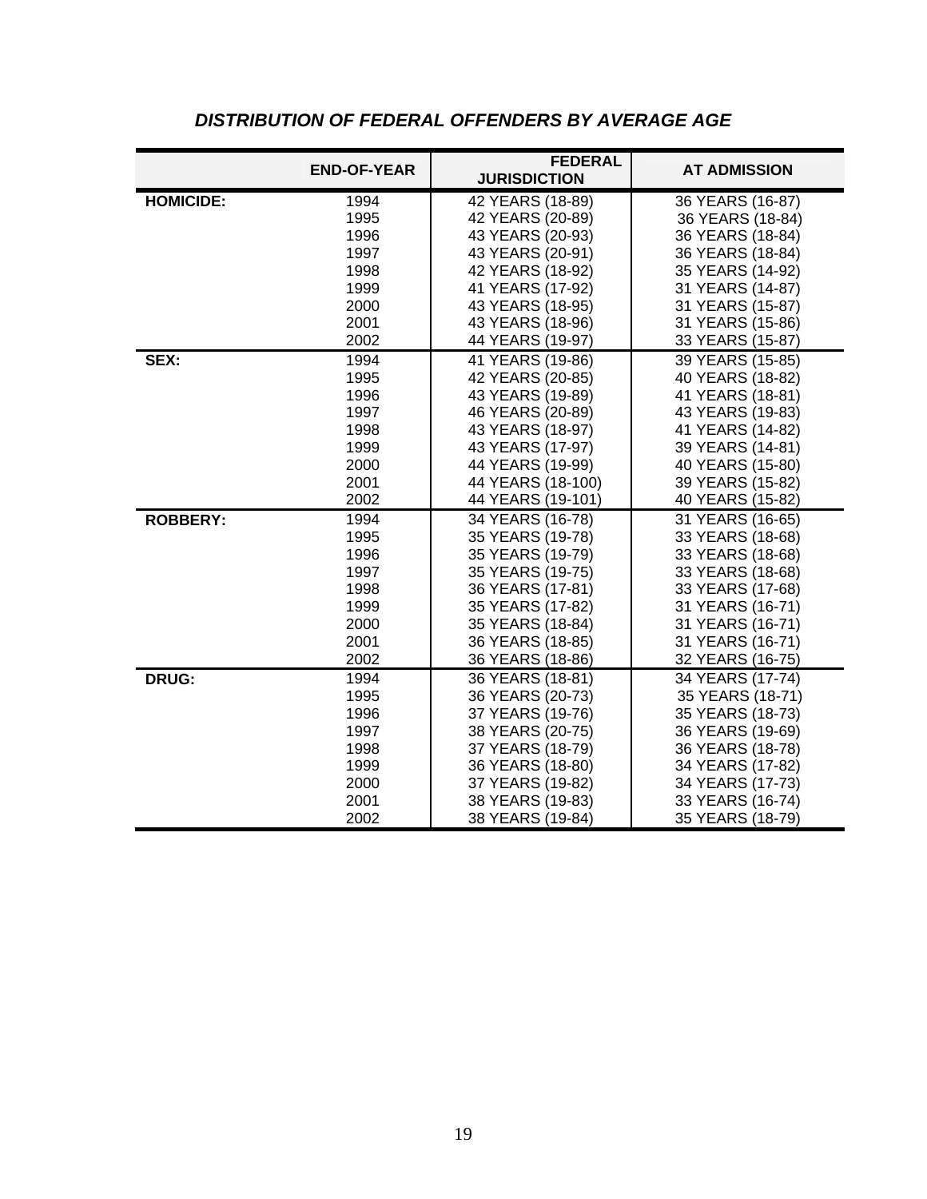## *DISTRIBUTION OF FEDERAL OFFENDERS BY AVERAGE AGE*

| | END-OF-YEAR | FEDERAL JURISDICTION | AT ADMISSION |
|---|---|---|---|
| **HOMICIDE:** | 1994 | 42 YEARS (18-89) | 36 YEARS (16-87) |
| | 1995 | 42 YEARS (20-89) | 36 YEARS (18-84) |
| | 1996 | 43 YEARS (20-93) | 36 YEARS (18-84) |
| | 1997 | 43 YEARS (20-91) | 36 YEARS (18-84) |
| | 1998 | 42 YEARS (18-92) | 35 YEARS (14-92) |
| | 1999 | 41 YEARS (17-92) | 31 YEARS (14-87) |
| | 2000 | 43 YEARS (18-95) | 31 YEARS (15-87) |
| | 2001 | 43 YEARS (18-96) | 31 YEARS (15-86) |
| | 2002 | 44 YEARS (19-97) | 33 YEARS (15-87) |
| **SEX:** | 1994 | 41 YEARS (19-86) | 39 YEARS (15-85) |
| | 1995 | 42 YEARS (20-85) | 40 YEARS (18-82) |
| | 1996 | 43 YEARS (19-89) | 41 YEARS (18-81) |
| | 1997 | 46 YEARS (20-89) | 43 YEARS (19-83) |
| | 1998 | 43 YEARS (18-97) | 41 YEARS (14-82) |
| | 1999 | 43 YEARS (17-97) | 39 YEARS (14-81) |
| | 2000 | 44 YEARS (19-99) | 40 YEARS (15-80) |
| | 2001 | 44 YEARS (18-100) | 39 YEARS (15-82) |
| | 2002 | 44 YEARS (19-101) | 40 YEARS (15-82) |
| **ROBBERY:** | 1994 | 34 YEARS (16-78) | 31 YEARS (16-65) |
| | 1995 | 35 YEARS (19-78) | 33 YEARS (18-68) |
| | 1996 | 35 YEARS (19-79) | 33 YEARS (18-68) |
| | 1997 | 35 YEARS (19-75) | 33 YEARS (18-68) |
| | 1998 | 36 YEARS (17-81) | 33 YEARS (17-68) |
| | 1999 | 35 YEARS (17-82) | 31 YEARS (16-71) |
| | 2000 | 35 YEARS (18-84) | 31 YEARS (16-71) |
| | 2001 | 36 YEARS (18-85) | 31 YEARS (16-71) |
| | 2002 | 36 YEARS (18-86) | 32 YEARS (16-75) |
| **DRUG:** | 1994 | 36 YEARS (18-81) | 34 YEARS (17-74) |
| | 1995 | 36 YEARS (20-73) | 35 YEARS (18-71) |
| | 1996 | 37 YEARS (19-76) | 35 YEARS (18-73) |
| | 1997 | 38 YEARS (20-75) | 36 YEARS (19-69) |
| | 1998 | 37 YEARS (18-79) | 36 YEARS (18-78) |
| | 1999 | 36 YEARS (18-80) | 34 YEARS (17-82) |
| | 2000 | 37 YEARS (19-82) | 34 YEARS (17-73) |
| | 2001 | 38 YEARS (19-83) | 33 YEARS (16-74) |
| | 2002 | 38 YEARS (19-84) | 35 YEARS (18-79) |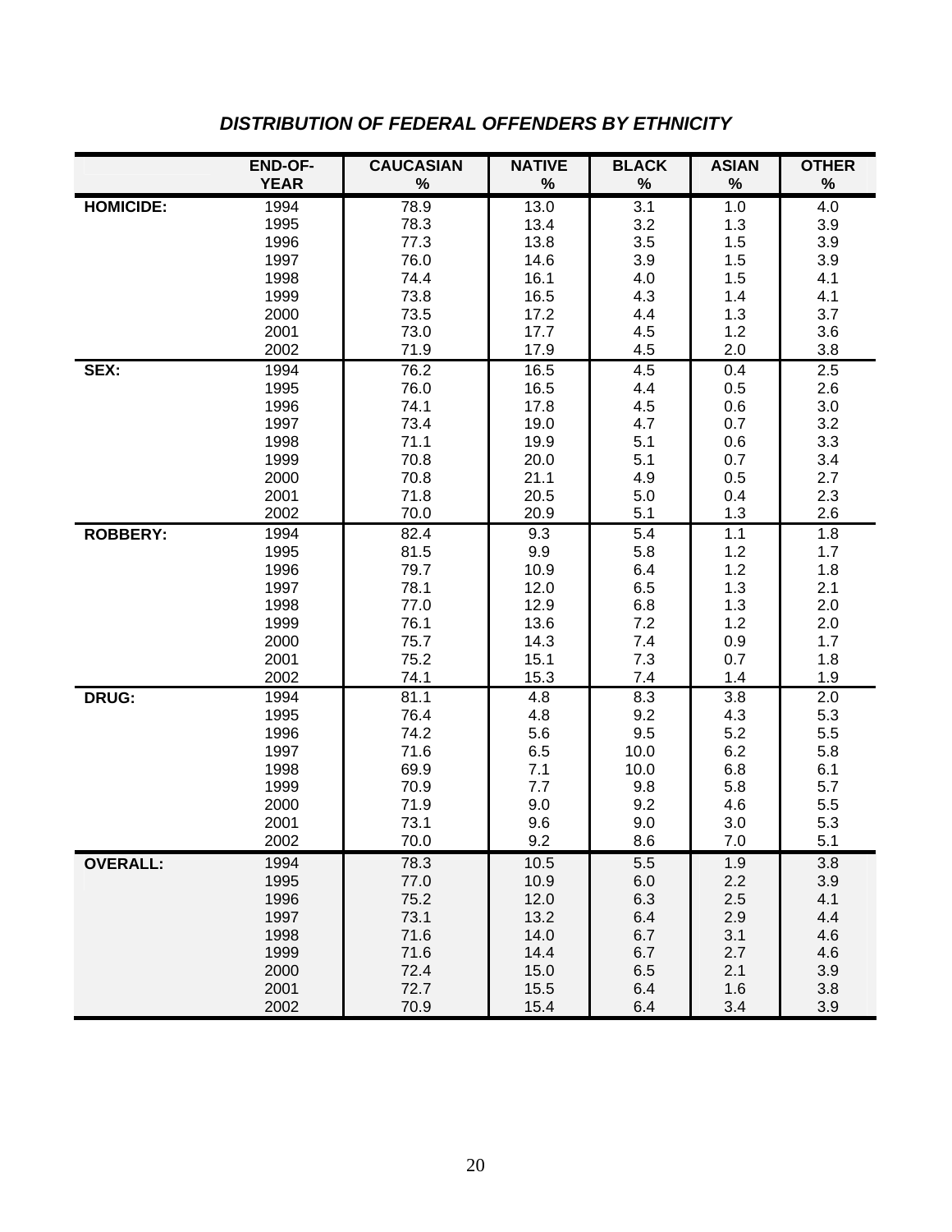### *DISTRIBUTION OF FEDERAL OFFENDERS BY ETHNICITY*

| | END-OF-YEAR | CAUCASIAN % | NATIVE % | BLACK % | ASIAN % | OTHER % |
|---|---|---|---|---|---|---|
| **HOMICIDE:** | 1994 | 78.9 | 13.0 | 3.1 | 1.0 | 4.0 |
| | 1995 | 78.3 | 13.4 | 3.2 | 1.3 | 3.9 |
| | 1996 | 77.3 | 13.8 | 3.5 | 1.5 | 3.9 |
| | 1997 | 76.0 | 14.6 | 3.9 | 1.5 | 3.9 |
| | 1998 | 74.4 | 16.1 | 4.0 | 1.5 | 4.1 |
| | 1999 | 73.8 | 16.5 | 4.3 | 1.4 | 4.1 |
| | 2000 | 73.5 | 17.2 | 4.4 | 1.3 | 3.7 |
| | 2001 | 73.0 | 17.7 | 4.5 | 1.2 | 3.6 |
| | 2002 | 71.9 | 17.9 | 4.5 | 2.0 | 3.8 |
| **SEX:** | 1994 | 76.2 | 16.5 | 4.5 | 0.4 | 2.5 |
| | 1995 | 76.0 | 16.5 | 4.4 | 0.5 | 2.6 |
| | 1996 | 74.1 | 17.8 | 4.5 | 0.6 | 3.0 |
| | 1997 | 73.4 | 19.0 | 4.7 | 0.7 | 3.2 |
| | 1998 | 71.1 | 19.9 | 5.1 | 0.6 | 3.3 |
| | 1999 | 70.8 | 20.0 | 5.1 | 0.7 | 3.4 |
| | 2000 | 70.8 | 21.1 | 4.9 | 0.5 | 2.7 |
| | 2001 | 71.8 | 20.5 | 5.0 | 0.4 | 2.3 |
| | 2002 | 70.0 | 20.9 | 5.1 | 1.3 | 2.6 |
| **ROBBERY:** | 1994 | 82.4 | 9.3 | 5.4 | 1.1 | 1.8 |
| | 1995 | 81.5 | 9.9 | 5.8 | 1.2 | 1.7 |
| | 1996 | 79.7 | 10.9 | 6.4 | 1.2 | 1.8 |
| | 1997 | 78.1 | 12.0 | 6.5 | 1.3 | 2.1 |
| | 1998 | 77.0 | 12.9 | 6.8 | 1.3 | 2.0 |
| | 1999 | 76.1 | 13.6 | 7.2 | 1.2 | 2.0 |
| | 2000 | 75.7 | 14.3 | 7.4 | 0.9 | 1.7 |
| | 2001 | 75.2 | 15.1 | 7.3 | 0.7 | 1.8 |
| | 2002 | 74.1 | 15.3 | 7.4 | 1.4 | 1.9 |
| **DRUG:** | 1994 | 81.1 | 4.8 | 8.3 | 3.8 | 2.0 |
| | 1995 | 76.4 | 4.8 | 9.2 | 4.3 | 5.3 |
| | 1996 | 74.2 | 5.6 | 9.5 | 5.2 | 5.5 |
| | 1997 | 71.6 | 6.5 | 10.0 | 6.2 | 5.8 |
| | 1998 | 69.9 | 7.1 | 10.0 | 6.8 | 6.1 |
| | 1999 | 70.9 | 7.7 | 9.8 | 5.8 | 5.7 |
| | 2000 | 71.9 | 9.0 | 9.2 | 4.6 | 5.5 |
| | 2001 | 73.1 | 9.6 | 9.0 | 3.0 | 5.3 |
| | 2002 | 70.0 | 9.2 | 8.6 | 7.0 | 5.1 |
| **OVERALL:** | 1994 | 78.3 | 10.5 | 5.5 | 1.9 | 3.8 |
| | 1995 | 77.0 | 10.9 | 6.0 | 2.2 | 3.9 |
| | 1996 | 75.2 | 12.0 | 6.3 | 2.5 | 4.1 |
| | 1997 | 73.1 | 13.2 | 6.4 | 2.9 | 4.4 |
| | 1998 | 71.6 | 14.0 | 6.7 | 3.1 | 4.6 |
| | 1999 | 71.6 | 14.4 | 6.7 | 2.7 | 4.6 |
| | 2000 | 72.4 | 15.0 | 6.5 | 2.1 | 3.9 |
| | 2001 | 72.7 | 15.5 | 6.4 | 1.6 | 3.8 |
| | 2002 | 70.9 | 15.4 | 6.4 | 3.4 | 3.9 |